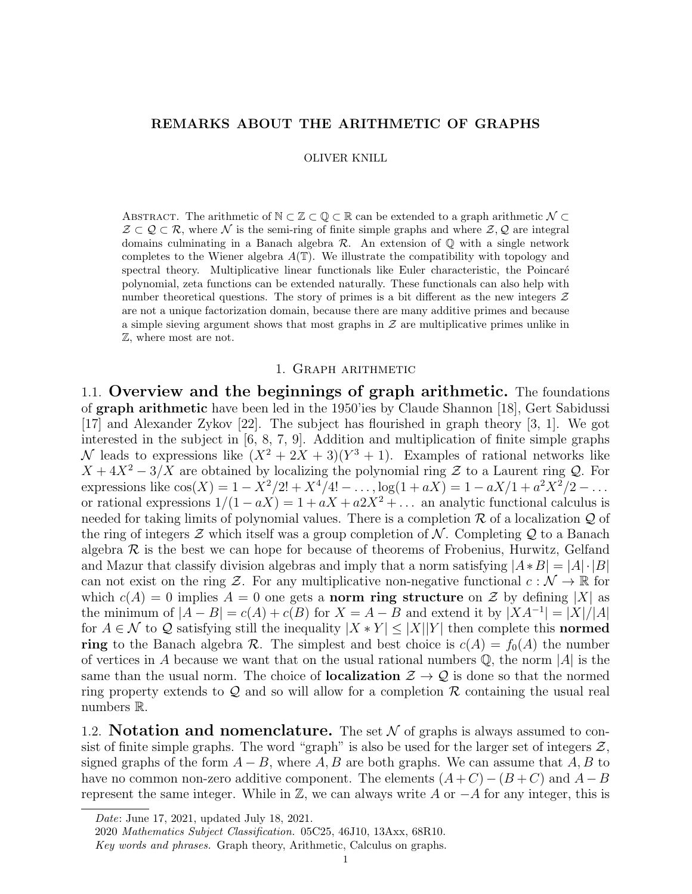# REMARKS ABOUT THE ARITHMETIC OF GRAPHS

OLIVER KNILL

Abstract. The arithmetic of $\mathbb{N} \subset \mathbb{Z} \subset \mathbb{Q} \subset \mathbb{R}$ can be extended to a graph arithmetic $\mathcal{N} \subset \mathcal{Z} \subset \mathcal{Q} \subset \mathcal{R}$, where $\mathcal{N}$ is the semi-ring of finite simple graphs and where $\mathcal{Z}, \mathcal{Q}$ are integral domains culminating in a Banach algebra $\mathcal{R}$. An extension of $\mathbb{Q}$ with a single network completes to the Wiener algebra $A(\mathbb{T})$. We illustrate the compatibility with topology and spectral theory. Multiplicative linear functionals like Euler characteristic, the Poincaré polynomial, zeta functions can be extended naturally. These functionals can also help with number theoretical questions. The story of primes is a bit different as the new integers $\mathcal{Z}$ are not a unique factorization domain, because there are many additive primes and because a simple sieving argument shows that most graphs in $\mathcal{Z}$ are multiplicative primes unlike in $\mathbb{Z}$, where most are not.

## 1. Graph arithmetic

### 1.1. Overview and the beginnings of graph arithmetic.

The foundations of **graph arithmetic** have been led in the 1950'ies by Claude Shannon [18], Gert Sabidussi [17] and Alexander Zykov [22]. The subject has flourished in graph theory [3, 1]. We got interested in the subject in [6, 8, 7, 9]. Addition and multiplication of finite simple graphs $\mathcal{N}$ leads to expressions like $(X^2 + 2X + 3)(Y^3 + 1)$. Examples of rational networks like $X + 4X^2 - 3/X$ are obtained by localizing the polynomial ring $\mathcal{Z}$ to a Laurent ring $\mathcal{Q}$. For expressions like $\cos(X) = 1 - X^2/2! + X^4/4! - \dots, \log(1 + aX) = 1 - aX/1 + a^2X^2/2 - \dots$ or rational expressions $1/(1 - aX) = 1 + aX + a2X^2 + \dots$ an analytic functional calculus is needed for taking limits of polynomial values. There is a completion $\mathcal{R}$ of a localization $\mathcal{Q}$ of the ring of integers $\mathcal{Z}$ which itself was a group completion of $\mathcal{N}$. Completing $\mathcal{Q}$ to a Banach algebra $\mathcal{R}$ is the best we can hope for because of theorems of Frobenius, Hurwitz, Gelfand and Mazur that classify division algebras and imply that a norm satisfying $|A * B| = |A| \cdot |B|$ can not exist on the ring $\mathcal{Z}$. For any multiplicative non-negative functional $c : \mathcal{N} \to \mathbb{R}$ for which $c(A) = 0$ implies $A = 0$ one gets a **norm ring structure** on $\mathcal{Z}$ by defining $|X|$ as the minimum of $|A - B| = c(A) + c(B)$ for $X = A - B$ and extend it by $|XA^{-1}| = |X|/|A|$ for $A \in \mathcal{N}$ to $\mathcal{Q}$ satisfying still the inequality $|X * Y| \leq |X||Y|$ then complete this **normed ring** to the Banach algebra $\mathcal{R}$. The simplest and best choice is $c(A) = f_0(A)$ the number of vertices in $A$ because we want that on the usual rational numbers $\mathbb{Q}$, the norm $|A|$ is the same than the usual norm. The choice of **localization** $\mathcal{Z} \to \mathcal{Q}$ is done so that the normed ring property extends to $\mathcal{Q}$ and so will allow for a completion $\mathcal{R}$ containing the usual real numbers $\mathbb{R}$.

### 1.2. Notation and nomenclature.

The set $\mathcal{N}$ of graphs is always assumed to consist of finite simple graphs. The word "graph" is also be used for the larger set of integers $\mathcal{Z}$, signed graphs of the form $A - B$, where $A, B$ are both graphs. We can assume that $A, B$ to have no common non-zero additive component. The elements $(A + C) - (B + C)$ and $A - B$ represent the same integer. While in $\mathbb{Z}$, we can always write $A$ or $-A$ for any integer, this is

*Date*: June 17, 2021, updated July 18, 2021.

2020 *Mathematics Subject Classification.* 05C25, 46J10, 13Axx, 68R10.

*Key words and phrases.* Graph theory, Arithmetic, Calculus on graphs.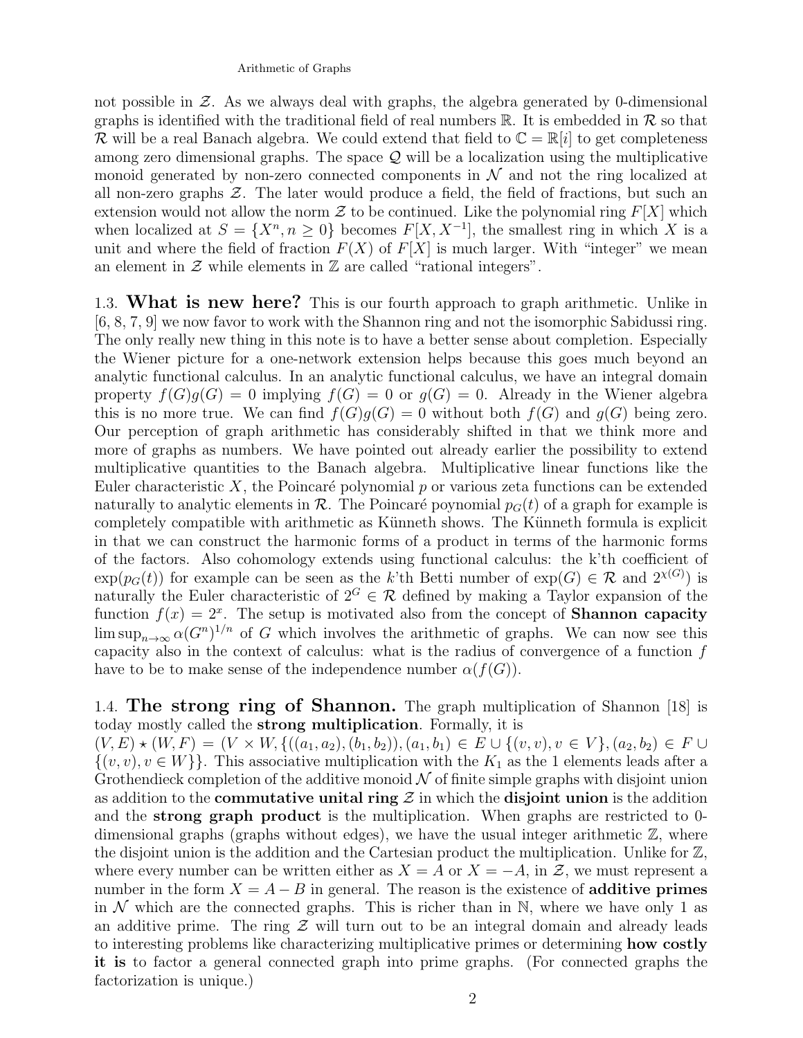not possible in $\mathcal{Z}$. As we always deal with graphs, the algebra generated by 0-dimensional graphs is identified with the traditional field of real numbers $\mathbb{R}$. It is embedded in $\mathcal{R}$ so that $\mathcal{R}$ will be a real Banach algebra. We could extend that field to $\mathbb{C} = \mathbb{R}[i]$ to get completeness among zero dimensional graphs. The space $\mathcal{Q}$ will be a localization using the multiplicative monoid generated by non-zero connected components in $\mathcal{N}$ and not the ring localized at all non-zero graphs $\mathcal{Z}$. The later would produce a field, the field of fractions, but such an extension would not allow the norm $\mathcal{Z}$ to be continued. Like the polynomial ring $F[X]$ which when localized at $S = \{X^n, n \geq 0\}$ becomes $F[X, X^{-1}]$, the smallest ring in which $X$ is a unit and where the field of fraction $F(X)$ of $F[X]$ is much larger. With "integer" we mean an element in $\mathcal{Z}$ while elements in $\mathbb{Z}$ are called "rational integers".

1.3. **What is new here?** This is our fourth approach to graph arithmetic. Unlike in [6, 8, 7, 9] we now favor to work with the Shannon ring and not the isomorphic Sabidussi ring. The only really new thing in this note is to have a better sense about completion. Especially the Wiener picture for a one-network extension helps because this goes much beyond an analytic functional calculus. In an analytic functional calculus, we have an integral domain property $f(G)g(G) = 0$ implying $f(G) = 0$ or $g(G) = 0$. Already in the Wiener algebra this is no more true. We can find $f(G)g(G) = 0$ without both $f(G)$ and $g(G)$ being zero. Our perception of graph arithmetic has considerably shifted in that we think more and more of graphs as numbers. We have pointed out already earlier the possibility to extend multiplicative quantities to the Banach algebra. Multiplicative linear functions like the Euler characteristic $X$, the Poincaré polynomial $p$ or various zeta functions can be extended naturally to analytic elements in $\mathcal{R}$. The Poincaré poynomial $p_G(t)$ of a graph for example is completely compatible with arithmetic as Künneth shows. The Künneth formula is explicit in that we can construct the harmonic forms of a product in terms of the harmonic forms of the factors. Also cohomology extends using functional calculus: the k'th coefficient of $\exp(p_G(t))$ for example can be seen as the $k$'th Betti number of $\exp(G) \in \mathcal{R}$ and $2^{\chi(G)}$) is naturally the Euler characteristic of $2^G \in \mathcal{R}$ defined by making a Taylor expansion of the function $f(x) = 2^x$. The setup is motivated also from the concept of **Shannon capacity** $\limsup_{n\to\infty} \alpha(G^n)^{1/n}$ of $G$ which involves the arithmetic of graphs. We can now see this capacity also in the context of calculus: what is the radius of convergence of a function $f$ have to be to make sense of the independence number $\alpha(f(G))$.

1.4. **The strong ring of Shannon.** The graph multiplication of Shannon [18] is today mostly called the **strong multiplication**. Formally, it is $(V, E) \star (W, F) = (V \times W, \{((a_1, a_2), (b_1, b_2)), (a_1, b_1) \in E \cup \{(v, v), v \in V\}, (a_2, b_2) \in F \cup \{(v, v), v \in W\}\}$. This associative multiplication with the $K_1$ as the 1 elements leads after a Grothendieck completion of the additive monoid $\mathcal{N}$ of finite simple graphs with disjoint union as addition to the **commutative unital ring** $\mathcal{Z}$ in which the **disjoint union** is the addition and the **strong graph product** is the multiplication. When graphs are restricted to 0-dimensional graphs (graphs without edges), we have the usual integer arithmetic $\mathbb{Z}$, where the disjoint union is the addition and the Cartesian product the multiplication. Unlike for $\mathbb{Z}$, where every number can be written either as $X = A$ or $X = -A$, in $\mathcal{Z}$, we must represent a number in the form $X = A - B$ in general. The reason is the existence of **additive primes** in $\mathcal{N}$ which are the connected graphs. This is richer than in $\mathbb{N}$, where we have only 1 as an additive prime. The ring $\mathcal{Z}$ will turn out to be an integral domain and already leads to interesting problems like characterizing multiplicative primes or determining **how costly it is** to factor a general connected graph into prime graphs. (For connected graphs the factorization is unique.)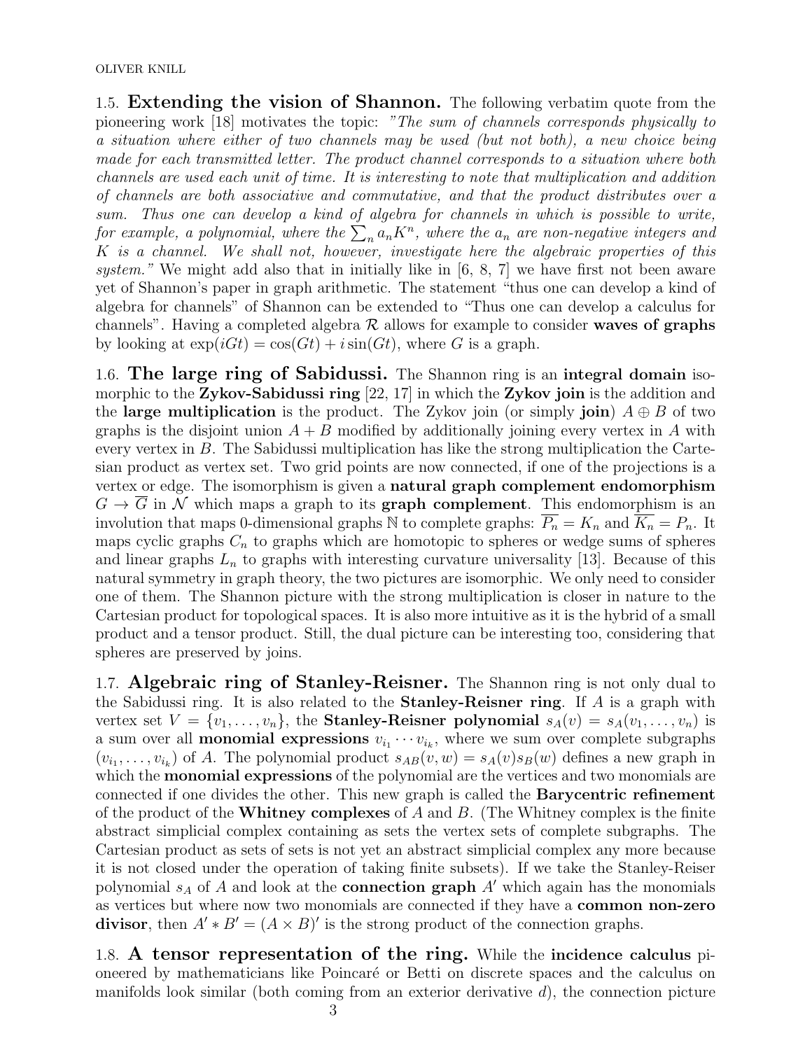1.5. **Extending the vision of Shannon.** The following verbatim quote from the pioneering work [18] motivates the topic: *"The sum of channels corresponds physically to a situation where either of two channels may be used (but not both), a new choice being made for each transmitted letter. The product channel corresponds to a situation where both channels are used each unit of time. It is interesting to note that multiplication and addition of channels are both associative and commutative, and that the product distributes over a sum. Thus one can develop a kind of algebra for channels in which is possible to write, for example, a polynomial, where the $\sum_n a_n K^n$, where the $a_n$ are non-negative integers and $K$ is a channel. We shall not, however, investigate here the algebraic properties of this system."* We might add also that in initially like in [6, 8, 7] we have first not been aware yet of Shannon's paper in graph arithmetic. The statement "thus one can develop a kind of algebra for channels" of Shannon can be extended to "Thus one can develop a calculus for channels". Having a completed algebra $\mathcal{R}$ allows for example to consider **waves of graphs** by looking at $\exp(iGt) = \cos(Gt) + i\sin(Gt)$, where $G$ is a graph.

1.6. **The large ring of Sabidussi.** The Shannon ring is an **integral domain** isomorphic to the **Zykov-Sabidussi ring** [22, 17] in which the **Zykov join** is the addition and the **large multiplication** is the product. The Zykov join (or simply **join**) $A \oplus B$ of two graphs is the disjoint union $A + B$ modified by additionally joining every vertex in $A$ with every vertex in $B$. The Sabidussi multiplication has like the strong multiplication the Cartesian product as vertex set. Two grid points are now connected, if one of the projections is a vertex or edge. The isomorphism is given a **natural graph complement endomorphism** $G \to \overline{G}$ in $\mathcal{N}$ which maps a graph to its **graph complement**. This endomorphism is an involution that maps 0-dimensional graphs $\mathbb{N}$ to complete graphs: $\overline{P_n} = K_n$ and $\overline{K_n} = P_n$. It maps cyclic graphs $C_n$ to graphs which are homotopic to spheres or wedge sums of spheres and linear graphs $L_n$ to graphs with interesting curvature universality [13]. Because of this natural symmetry in graph theory, the two pictures are isomorphic. We only need to consider one of them. The Shannon picture with the strong multiplication is closer in nature to the Cartesian product for topological spaces. It is also more intuitive as it is the hybrid of a small product and a tensor product. Still, the dual picture can be interesting too, considering that spheres are preserved by joins.

1.7. **Algebraic ring of Stanley-Reisner.** The Shannon ring is not only dual to the Sabidussi ring. It is also related to the **Stanley-Reisner ring**. If $A$ is a graph with vertex set $V = \{v_1, \dots, v_n\}$, the **Stanley-Reisner polynomial** $s_A(v) = s_A(v_1, \dots, v_n)$ is a sum over all **monomial expressions** $v_{i_1} \cdots v_{i_k}$, where we sum over complete subgraphs $(v_{i_1}, \dots, v_{i_k})$ of $A$. The polynomial product $s_{AB}(v, w) = s_A(v)s_B(w)$ defines a new graph in which the **monomial expressions** of the polynomial are the vertices and two monomials are connected if one divides the other. This new graph is called the **Barycentric refinement** of the product of the **Whitney complexes** of $A$ and $B$. (The Whitney complex is the finite abstract simplicial complex containing as sets the vertex sets of complete subgraphs. The Cartesian product as sets of sets is not yet an abstract simplicial complex any more because it is not closed under the operation of taking finite subsets). If we take the Stanley-Reiser polynomial $s_A$ of $A$ and look at the **connection graph** $A'$ which again has the monomials as vertices but where now two monomials are connected if they have a **common non-zero divisor**, then $A' * B' = (A \times B)'$ is the strong product of the connection graphs.

1.8. **A tensor representation of the ring.** While the **incidence calculus** pioneered by mathematicians like Poincaré or Betti on discrete spaces and the calculus on manifolds look similar (both coming from an exterior derivative $d$), the connection picture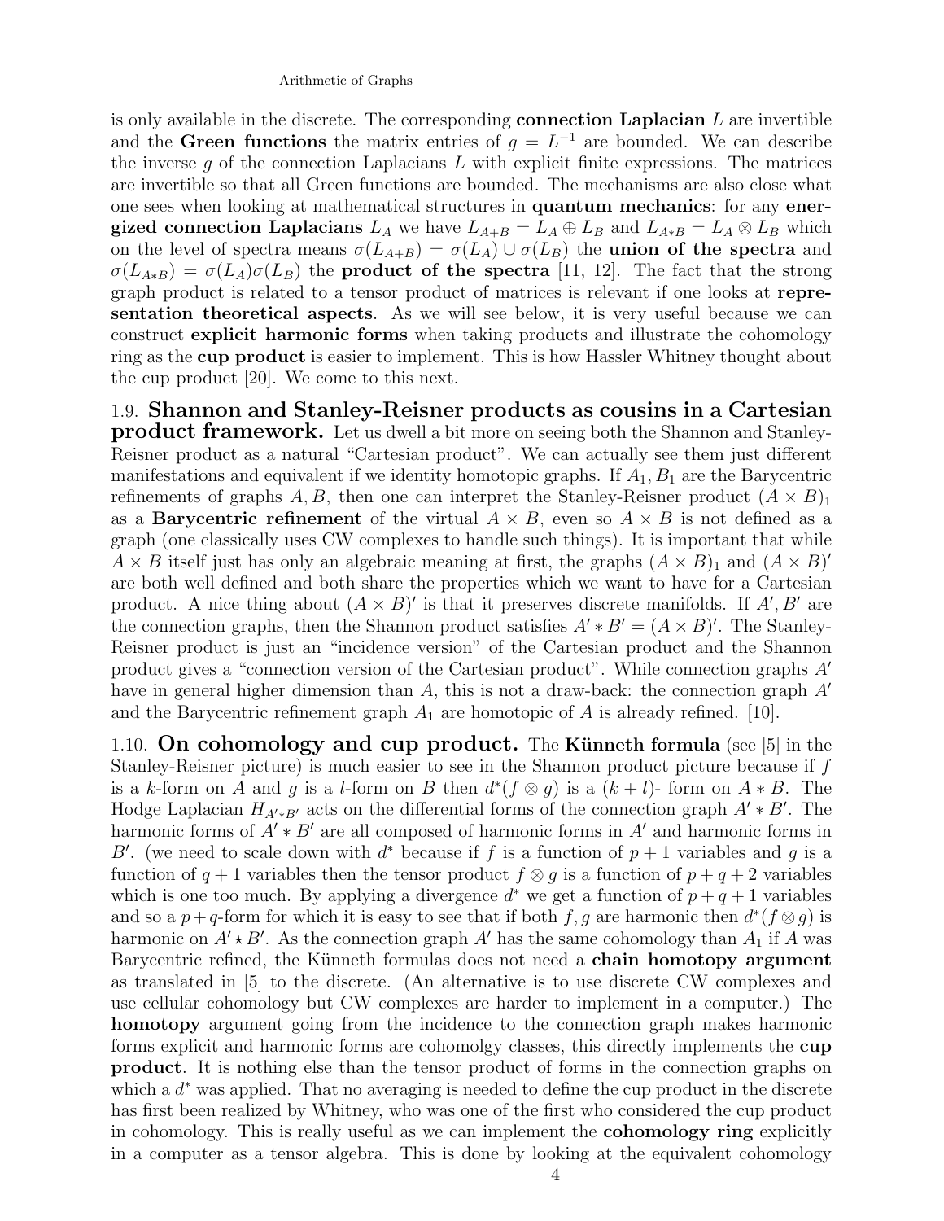is only available in the discrete. The corresponding **connection Laplacian** $L$ are invertible and the **Green functions** the matrix entries of $g = L^{-1}$ are bounded. We can describe the inverse $g$ of the connection Laplacians $L$ with explicit finite expressions. The matrices are invertible so that all Green functions are bounded. The mechanisms are also close what one sees when looking at mathematical structures in **quantum mechanics**: for any **energized connection Laplacians** $L_A$ we have $L_{A+B} = L_A \oplus L_B$ and $L_{A*B} = L_A \otimes L_B$ which on the level of spectra means $\sigma(L_{A+B}) = \sigma(L_A) \cup \sigma(L_B)$ the **union of the spectra** and $\sigma(L_{A*B}) = \sigma(L_A)\sigma(L_B)$ the **product of the spectra** [11, 12]. The fact that the strong graph product is related to a tensor product of matrices is relevant if one looks at **representation theoretical aspects**. As we will see below, it is very useful because we can construct **explicit harmonic forms** when taking products and illustrate the cohomology ring as the **cup product** is easier to implement. This is how Hassler Whitney thought about the cup product [20]. We come to this next.

### 1.9. Shannon and Stanley-Reisner products as cousins in a Cartesian product framework.

Let us dwell a bit more on seeing both the Shannon and Stanley-Reisner product as a natural "Cartesian product". We can actually see them just different manifestations and equivalent if we identity homotopic graphs. If $A_1, B_1$ are the Barycentric refinements of graphs $A, B$, then one can interpret the Stanley-Reisner product $(A \times B)_1$ as a **Barycentric refinement** of the virtual $A \times B$, even so $A \times B$ is not defined as a graph (one classically uses CW complexes to handle such things). It is important that while $A \times B$ itself just has only an algebraic meaning at first, the graphs $(A \times B)_1$ and $(A \times B)'$ are both well defined and both share the properties which we want to have for a Cartesian product. A nice thing about $(A \times B)'$ is that it preserves discrete manifolds. If $A', B'$ are the connection graphs, then the Shannon product satisfies $A' * B' = (A \times B)'$. The Stanley-Reisner product is just an "incidence version" of the Cartesian product and the Shannon product gives a "connection version of the Cartesian product". While connection graphs $A'$ have in general higher dimension than $A$, this is not a draw-back: the connection graph $A'$ and the Barycentric refinement graph $A_1$ are homotopic of $A$ is already refined. [10].

### 1.10. On cohomology and cup product.

The **Künneth formula** (see [5] in the Stanley-Reisner picture) is much easier to see in the Shannon product picture because if $f$ is a $k$-form on $A$ and $g$ is a $l$-form on $B$ then $d^*(f \otimes g)$ is a $(k+l)$- form on $A * B$. The Hodge Laplacian $H_{A' * B'}$ acts on the differential forms of the connection graph $A' * B'$. The harmonic forms of $A' * B'$ are all composed of harmonic forms in $A'$ and harmonic forms in $B'$. (we need to scale down with $d^*$ because if $f$ is a function of $p+1$ variables and $g$ is a function of $q+1$ variables then the tensor product $f \otimes g$ is a function of $p+q+2$ variables which is one too much. By applying a divergence $d^*$ we get a function of $p+q+1$ variables and so a $p+q$-form for which it is easy to see that if both $f, g$ are harmonic then $d^*(f \otimes g)$ is harmonic on $A' \star B'$. As the connection graph $A'$ has the same cohomology than $A_1$ if $A$ was Barycentric refined, the Künneth formulas does not need a **chain homotopy argument** as translated in [5] to the discrete. (An alternative is to use discrete CW complexes and use cellular cohomology but CW complexes are harder to implement in a computer.) The **homotopy** argument going from the incidence to the connection graph makes harmonic forms explicit and harmonic forms are cohomolgy classes, this directly implements the **cup product**. It is nothing else than the tensor product of forms in the connection graphs on which a $d^*$ was applied. That no averaging is needed to define the cup product in the discrete has first been realized by Whitney, who was one of the first who considered the cup product in cohomology. This is really useful as we can implement the **cohomology ring** explicitly in a computer as a tensor algebra. This is done by looking at the equivalent cohomology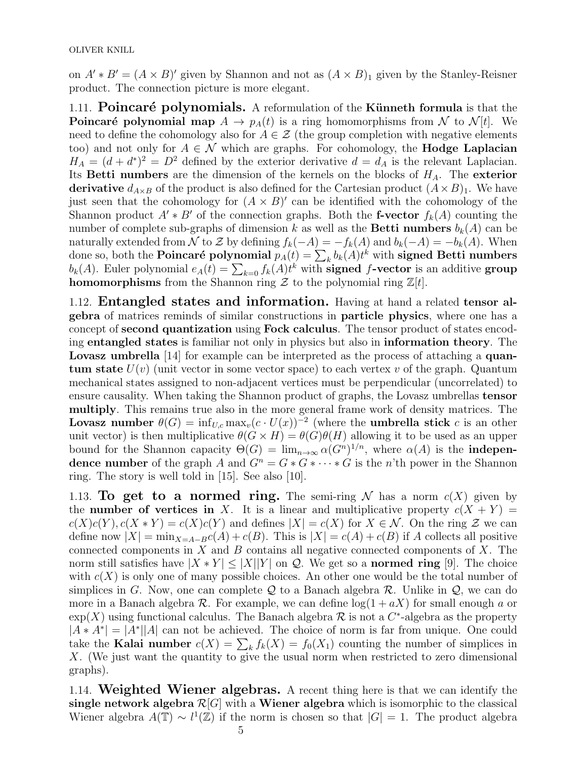on $A' * B' = (A \times B)'$ given by Shannon and not as $(A \times B)_1$ given by the Stanley-Reisner product. The connection picture is more elegant.

1.11. **Poincaré polynomials.** A reformulation of the **Künneth formula** is that the **Poincaré polynomial map** $A \to p_A(t)$ is a ring homomorphisms from $\mathcal{N}$ to $\mathcal{N}[t]$. We need to define the cohomology also for $A \in \mathcal{Z}$ (the group completion with negative elements too) and not only for $A \in \mathcal{N}$ which are graphs. For cohomology, the **Hodge Laplacian** $H_A = (d + d^*)^2 = D^2$ defined by the exterior derivative $d = d_A$ is the relevant Laplacian. Its **Betti numbers** are the dimension of the kernels on the blocks of $H_A$. The **exterior derivative** $d_{A \times B}$ of the product is also defined for the Cartesian product $(A \times B)_1$. We have just seen that the cohomology for $(A \times B)'$ can be identified with the cohomology of the Shannon product $A' * B'$ of the connection graphs. Both the **f-vector** $f_k(A)$ counting the number of complete sub-graphs of dimension $k$ as well as the **Betti numbers** $b_k(A)$ can be naturally extended from $\mathcal{N}$ to $\mathcal{Z}$ by defining $f_k(-A) = -f_k(A)$ and $b_k(-A) = -b_k(A)$. When done so, both the **Poincaré polynomial** $p_A(t) = \sum_k b_k(A) t^k$ with **signed Betti numbers** $b_k(A)$. Euler polynomial $e_A(t) = \sum_{k=0} f_k(A) t^k$ with **signed** $f$**-vector** is an additive **group homomorphisms** from the Shannon ring $\mathcal{Z}$ to the polynomial ring $\mathbb{Z}[t]$.

1.12. **Entangled states and information.** Having at hand a related **tensor algebra** of matrices reminds of similar constructions in **particle physics**, where one has a concept of **second quantization** using **Fock calculus**. The tensor product of states encoding **entangled states** is familiar not only in physics but also in **information theory**. The **Lovasz umbrella** [14] for example can be interpreted as the process of attaching a **quantum state** $U(v)$ (unit vector in some vector space) to each vertex $v$ of the graph. Quantum mechanical states assigned to non-adjacent vertices must be perpendicular (uncorrelated) to ensure causality. When taking the Shannon product of graphs, the Lovasz umbrellas **tensor multiply**. This remains true also in the more general frame work of density matrices. The **Lovasz number** $\theta(G) = \inf_{U,c} \max_v (c \cdot U(x))^{-2}$ (where the **umbrella stick** $c$ is an other unit vector) is then multiplicative $\theta(G \times H) = \theta(G)\theta(H)$ allowing it to be used as an upper bound for the Shannon capacity $\Theta(G) = \lim_{n \to \infty} \alpha(G^n)^{1/n}$, where $\alpha(A)$ is the **independence number** of the graph $A$ and $G^n = G * G * \cdots * G$ is the $n$'th power in the Shannon ring. The story is well told in [15]. See also [10].

1.13. **To get to a normed ring.** The semi-ring $\mathcal{N}$ has a norm $c(X)$ given by the **number of vertices in** $X$. It is a linear and multiplicative property $c(X + Y) = c(X)c(Y), c(X * Y) = c(X)c(Y)$ and defines $|X| = c(X)$ for $X \in \mathcal{N}$. On the ring $\mathcal{Z}$ we can define now $|X| = \min_{X=A-B} c(A) + c(B)$. This is $|X| = c(A) + c(B)$ if $A$ collects all positive connected components in $X$ and $B$ contains all negative connected components of $X$. The norm still satisfies have $|X * Y| \leq |X||Y|$ on $\mathcal{Q}$. We get so a **normed ring** [9]. The choice with $c(X)$ is only one of many possible choices. An other one would be the total number of simplices in $G$. Now, one can complete $\mathcal{Q}$ to a Banach algebra $\mathcal{R}$. Unlike in $\mathcal{Q}$, we can do more in a Banach algebra $\mathcal{R}$. For example, we can define $\log(1 + aX)$ for small enough $a$ or $\exp(X)$ using functional calculus. The Banach algebra $\mathcal{R}$ is not a $C^*$-algebra as the property $|A * A^*| = |A^*||A|$ can not be achieved. The choice of norm is far from unique. One could take the **Kalai number** $c(X) = \sum_k f_k(X) = f_0(X_1)$ counting the number of simplices in $X$. (We just want the quantity to give the usual norm when restricted to zero dimensional graphs).

1.14. **Weighted Wiener algebras.** A recent thing here is that we can identify the **single network algebra** $\mathcal{R}[G]$ with a **Wiener algebra** which is isomorphic to the classical Wiener algebra $A(\mathbb{T}) \sim l^1(\mathbb{Z})$ if the norm is chosen so that $|G| = 1$. The product algebra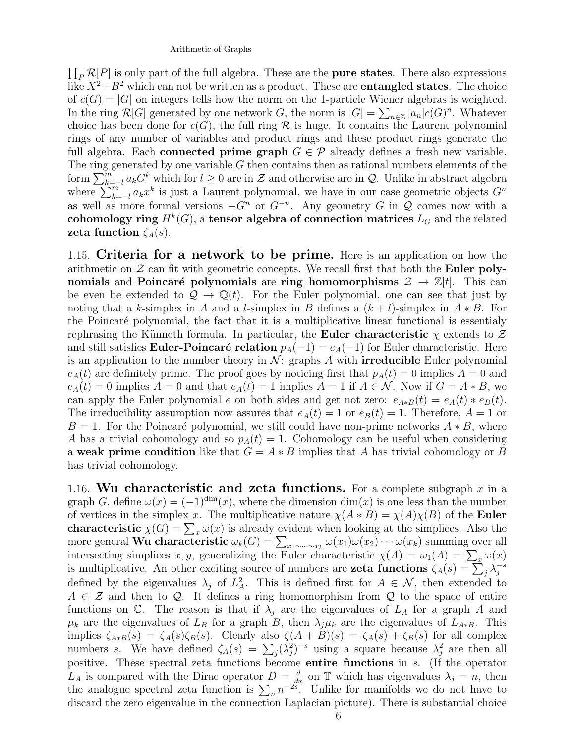$\prod_P \mathcal{R}[P]$ is only part of the full algebra. These are the **pure states**. There also expressions like $X^2+B^2$ which can not be written as a product. These are **entangled states**. The choice of $c(G) = |G|$ on integers tells how the norm on the 1-particle Wiener algebras is weighted. In the ring $\mathcal{R}[G]$ generated by one network $G$, the norm is $|G| = \sum_{n\in\mathbb{Z}} |a_n| c(G)^n$. Whatever choice has been done for $c(G)$, the full ring $\mathcal{R}$ is huge. It contains the Laurent polynomial rings of any number of variables and product rings and these product rings generate the full algebra. Each **connected prime graph** $G \in \mathcal{P}$ already defines a fresh new variable. The ring generated by one variable $G$ then contains then as rational numbers elements of the form $\sum_{k=-l}^{m} a_k G^k$ which for $l \geq 0$ are in $\mathcal{Z}$ and otherwise are in $\mathcal{Q}$. Unlike in abstract algebra where $\sum_{k=-l}^{m} a_k x^k$ is just a Laurent polynomial, we have in our case geometric objects $G^n$ as well as more formal versions $-G^n$ or $G^{-n}$. Any geometry $G$ in $\mathcal{Q}$ comes now with a **cohomology ring** $H^k(G)$, a **tensor algebra of connection matrices** $L_G$ and the related **zeta function** $\zeta_A(s)$.

1.15. **Criteria for a network to be prime.** Here is an application on how the arithmetic on $\mathcal{Z}$ can fit with geometric concepts. We recall first that both the **Euler polynomials** and **Poincaré polynomials** are **ring homomorphisms** $\mathcal{Z} \to \mathbb{Z}[t]$. This can be even be extended to $\mathcal{Q} \to \mathbb{Q}(t)$. For the Euler polynomial, one can see that just by noting that a $k$-simplex in $A$ and a $l$-simplex in $B$ defines a $(k+l)$-simplex in $A * B$. For the Poincaré polynomial, the fact that it is a multiplicative linear functional is essentialy rephrasing the Künneth formula. In particular, the **Euler characteristic** $\chi$ extends to $\mathcal{Z}$ and still satisfies **Euler-Poincaré relation** $p_A(-1) = e_A(-1)$ for Euler characteristic. Here is an application to the number theory in $\mathcal{N}$: graphs $A$ with **irreducible** Euler polynomial $e_A(t)$ are definitely prime. The proof goes by noticing first that $p_A(t) = 0$ implies $A = 0$ and $e_A(t) = 0$ implies $A = 0$ and that $e_A(t) = 1$ implies $A = 1$ if $A \in \mathcal{N}$. Now if $G = A * B$, we can apply the Euler polynomial $e$ on both sides and get not zero: $e_{A*B}(t) = e_A(t) * e_B(t)$. The irreducibility assumption now assures that $e_A(t) = 1$ or $e_B(t) = 1$. Therefore, $A = 1$ or $B = 1$. For the Poincaré polynomial, we still could have non-prime networks $A * B$, where $A$ has a trivial cohomology and so $p_A(t) = 1$. Cohomology can be useful when considering a **weak prime condition** like that $G = A * B$ implies that $A$ has trivial cohomology or $B$ has trivial cohomology.

1.16. **Wu characteristic and zeta functions.** For a complete subgraph $x$ in a graph $G$, define $\omega(x) = (-1)^{\dim}(x)$, where the dimension $\dim(x)$ is one less than the number of vertices in the simplex $x$. The multiplicative nature $\chi(A * B) = \chi(A)\chi(B)$ of the **Euler characteristic** $\chi(G) = \sum_x \omega(x)$ is already evident when looking at the simplices. Also the more general **Wu characteristic** $\omega_k(G) = \sum_{x_1 \sim \cdots \sim x_k} \omega(x_1)\omega(x_2)\cdots\omega(x_k)$ summing over all intersecting simplices $x, y$, generalizing the Euler characteristic $\chi(A) = \omega_1(A) = \sum_x \omega(x)$ is multiplicative. An other exciting source of numbers are **zeta functions** $\zeta_A(s) = \sum_j \lambda_j^{-s}$ defined by the eigenvalues $\lambda_j$ of $L_A^2$. This is defined first for $A \in \mathcal{N}$, then extended to $A \in \mathcal{Z}$ and then to $\mathcal{Q}$. It defines a ring homomorphism from $\mathcal{Q}$ to the space of entire functions on $\mathbb{C}$. The reason is that if $\lambda_j$ are the eigenvalues of $L_A$ for a graph $A$ and $\mu_k$ are the eigenvalues of $L_B$ for a graph $B$, then $\lambda_j \mu_k$ are the eigenvalues of $L_{A*B}$. This implies $\zeta_{A*B}(s) = \zeta_A(s)\zeta_B(s)$. Clearly also $\zeta(A+B)(s) = \zeta_A(s) + \zeta_B(s)$ for all complex numbers $s$. We have defined $\zeta_A(s) = \sum_j (\lambda_j^2)^{-s}$ using a square because $\lambda_j^2$ are then all positive. These spectral zeta functions become **entire functions** in $s$. (If the operator $L_A$ is compared with the Dirac operator $D = \frac{d}{dx}$ on $\mathbb{T}$ which has eigenvalues $\lambda_j = n$, then the analogue spectral zeta function is $\sum_n n^{-2s}$. Unlike for manifolds we do not have to discard the zero eigenvalue in the connection Laplacian picture). There is substantial choice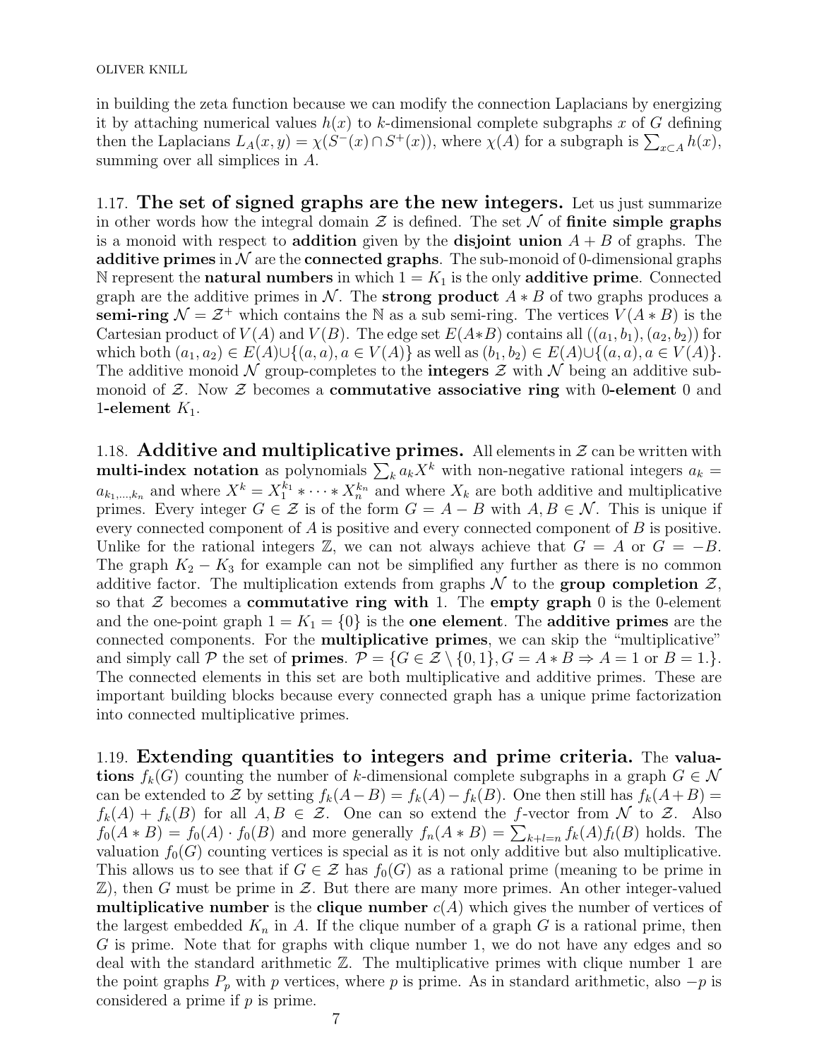in building the zeta function because we can modify the connection Laplacians by energizing it by attaching numerical values $h(x)$ to $k$-dimensional complete subgraphs $x$ of $G$ defining then the Laplacians $L_A(x,y) = \chi(S^-(x) \cap S^+(x))$, where $\chi(A)$ for a subgraph is $\sum_{x \subset A} h(x)$, summing over all simplices in $A$.

1.17. **The set of signed graphs are the new integers.** Let us just summarize in other words how the integral domain $\mathcal{Z}$ is defined. The set $\mathcal{N}$ of **finite simple graphs** is a monoid with respect to **addition** given by the **disjoint union** $A+B$ of graphs. The **additive primes** in $\mathcal{N}$ are the **connected graphs**. The sub-monoid of 0-dimensional graphs $\mathbb{N}$ represent the **natural numbers** in which $1 = K_1$ is the only **additive prime**. Connected graph are the additive primes in $\mathcal{N}$. The **strong product** $A * B$ of two graphs produces a **semi-ring** $\mathcal{N} = \mathcal{Z}^+$ which contains the $\mathbb{N}$ as a sub semi-ring. The vertices $V(A*B)$ is the Cartesian product of $V(A)$ and $V(B)$. The edge set $E(A*B)$ contains all $((a_1,b_1),(a_2,b_2))$ for which both $(a_1,a_2) \in E(A) \cup \{(a,a), a \in V(A)\}$ as well as $(b_1,b_2) \in E(A) \cup \{(a,a), a \in V(A)\}$. The additive monoid $\mathcal{N}$ group-completes to the **integers** $\mathcal{Z}$ with $\mathcal{N}$ being an additive sub-monoid of $\mathcal{Z}$. Now $\mathcal{Z}$ becomes a **commutative associative ring** with **0-element** 0 and **1-element** $K_1$.

1.18. **Additive and multiplicative primes.** All elements in $\mathcal{Z}$ can be written with **multi-index notation** as polynomials $\sum_k a_k X^k$ with non-negative rational integers $a_k = a_{k_1,\dots,k_n}$ and where $X^k = X_1^{k_1} * \cdots * X_n^{k_n}$ and where $X_k$ are both additive and multiplicative primes. Every integer $G \in \mathcal{Z}$ is of the form $G = A - B$ with $A, B \in \mathcal{N}$. This is unique if every connected component of $A$ is positive and every connected component of $B$ is positive. Unlike for the rational integers $\mathbb{Z}$, we can not always achieve that $G = A$ or $G = -B$. The graph $K_2 - K_3$ for example can not be simplified any further as there is no common additive factor. The multiplication extends from graphs $\mathcal{N}$ to the **group completion** $\mathcal{Z}$, so that $\mathcal{Z}$ becomes a **commutative ring with** 1. The **empty graph** 0 is the 0-element and the one-point graph $1 = K_1 = \{0\}$ is the **one element**. The **additive primes** are the connected components. For the **multiplicative primes**, we can skip the "multiplicative" and simply call $\mathcal{P}$ the set of **primes**. $\mathcal{P} = \{G \in \mathcal{Z} \setminus \{0,1\}, G = A * B \Rightarrow A = 1 \text{ or } B = 1.\}$. The connected elements in this set are both multiplicative and additive primes. These are important building blocks because every connected graph has a unique prime factorization into connected multiplicative primes.

1.19. **Extending quantities to integers and prime criteria.** The **valuations** $f_k(G)$ counting the number of $k$-dimensional complete subgraphs in a graph $G \in \mathcal{N}$ can be extended to $\mathcal{Z}$ by setting $f_k(A-B) = f_k(A) - f_k(B)$. One then still has $f_k(A+B) = f_k(A) + f_k(B)$ for all $A, B \in \mathcal{Z}$. One can so extend the $f$-vector from $\mathcal{N}$ to $\mathcal{Z}$. Also $f_0(A*B) = f_0(A) \cdot f_0(B)$ and more generally $f_n(A*B) = \sum_{k+l=n} f_k(A) f_l(B)$ holds. The valuation $f_0(G)$ counting vertices is special as it is not only additive but also multiplicative. This allows us to see that if $G \in \mathcal{Z}$ has $f_0(G)$ as a rational prime (meaning to be prime in $\mathbb{Z}$), then $G$ must be prime in $\mathcal{Z}$. But there are many more primes. An other integer-valued **multiplicative number** is the **clique number** $c(A)$ which gives the number of vertices of the largest embedded $K_n$ in $A$. If the clique number of a graph $G$ is a rational prime, then $G$ is prime. Note that for graphs with clique number 1, we do not have any edges and so deal with the standard arithmetic $\mathbb{Z}$. The multiplicative primes with clique number 1 are the point graphs $P_p$ with $p$ vertices, where $p$ is prime. As in standard arithmetic, also $-p$ is considered a prime if $p$ is prime.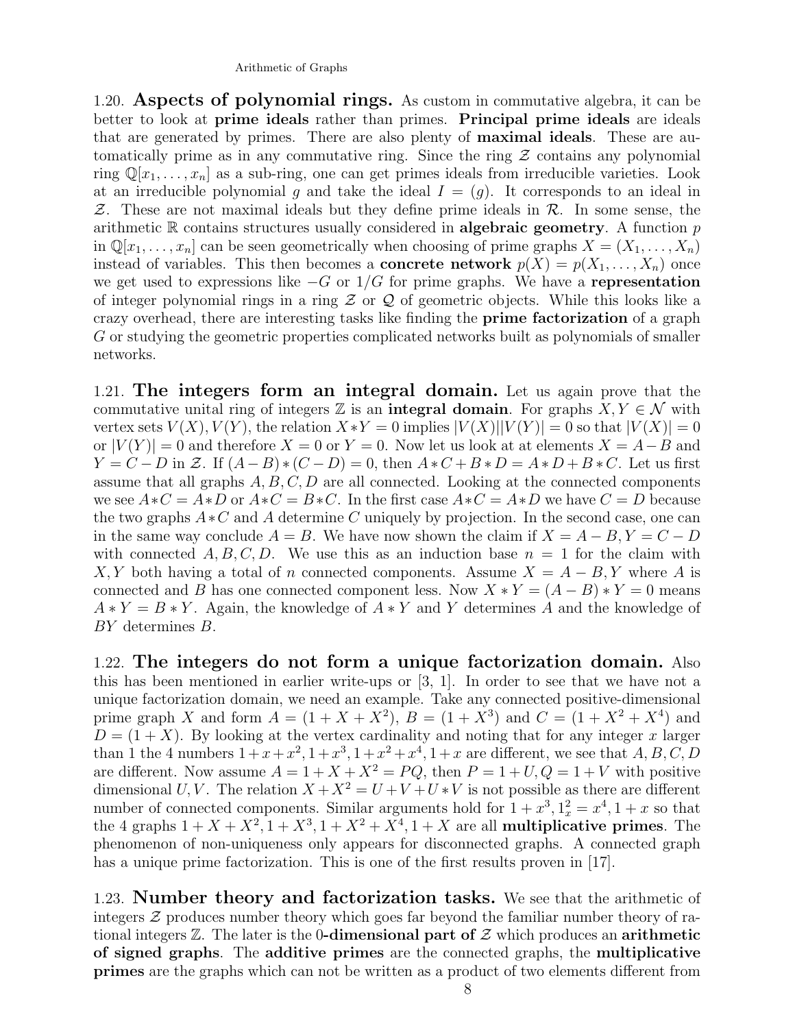1.20. **Aspects of polynomial rings.** As custom in commutative algebra, it can be better to look at **prime ideals** rather than primes. **Principal prime ideals** are ideals that are generated by primes. There are also plenty of **maximal ideals**. These are automatically prime as in any commutative ring. Since the ring $\mathcal{Z}$ contains any polynomial ring $\mathbb{Q}[x_1, \dots, x_n]$ as a sub-ring, one can get primes ideals from irreducible varieties. Look at an irreducible polynomial $g$ and take the ideal $I = (g)$. It corresponds to an ideal in $\mathcal{Z}$. These are not maximal ideals but they define prime ideals in $\mathcal{R}$. In some sense, the arithmetic $\mathbb{R}$ contains structures usually considered in **algebraic geometry**. A function $p$ in $\mathbb{Q}[x_1, \dots, x_n]$ can be seen geometrically when choosing of prime graphs $X = (X_1, \dots, X_n)$ instead of variables. This then becomes a **concrete network** $p(X) = p(X_1, \dots, X_n)$ once we get used to expressions like $-G$ or $1/G$ for prime graphs. We have a **representation** of integer polynomial rings in a ring $\mathcal{Z}$ or $\mathcal{Q}$ of geometric objects. While this looks like a crazy overhead, there are interesting tasks like finding the **prime factorization** of a graph $G$ or studying the geometric properties complicated networks built as polynomials of smaller networks.

1.21. **The integers form an integral domain.** Let us again prove that the commutative unital ring of integers $\mathbb{Z}$ is an **integral domain**. For graphs $X, Y \in \mathcal{N}$ with vertex sets $V(X), V(Y)$, the relation $X * Y = 0$ implies $|V(X)||V(Y)| = 0$ so that $|V(X)| = 0$ or $|V(Y)| = 0$ and therefore $X = 0$ or $Y = 0$. Now let us look at at elements $X = A - B$ and $Y = C - D$ in $\mathcal{Z}$. If $(A - B) * (C - D) = 0$, then $A * C + B * D = A * D + B * C$. Let us first assume that all graphs $A, B, C, D$ are all connected. Looking at the connected components we see $A * C = A * D$ or $A * C = B * C$. In the first case $A * C = A * D$ we have $C = D$ because the two graphs $A * C$ and $A$ determine $C$ uniquely by projection. In the second case, one can in the same way conclude $A = B$. We have now shown the claim if $X = A - B, Y = C - D$ with connected $A, B, C, D$. We use this as an induction base $n = 1$ for the claim with $X, Y$ both having a total of $n$ connected components. Assume $X = A - B, Y$ where $A$ is connected and $B$ has one connected component less. Now $X * Y = (A - B) * Y = 0$ means $A * Y = B * Y$. Again, the knowledge of $A * Y$ and $Y$ determines $A$ and the knowledge of $BY$ determines $B$.

1.22. **The integers do not form a unique factorization domain.** Also this has been mentioned in earlier write-ups or [3, 1]. In order to see that we have not a unique factorization domain, we need an example. Take any connected positive-dimensional prime graph $X$ and form $A = (1 + X + X^2)$, $B = (1 + X^3)$ and $C = (1 + X^2 + X^4)$ and $D = (1 + X)$. By looking at the vertex cardinality and noting that for any integer $x$ larger than 1 the 4 numbers $1 + x + x^2, 1 + x^3, 1 + x^2 + x^4, 1 + x$ are different, we see that $A, B, C, D$ are different. Now assume $A = 1 + X + X^2 = PQ$, then $P = 1 + U, Q = 1 + V$ with positive dimensional $U, V$. The relation $X + X^2 = U + V + U * V$ is not possible as there are different number of connected components. Similar arguments hold for $1 + x^3, 1_x^2 = x^4, 1 + x$ so that the 4 graphs $1 + X + X^2, 1 + X^3, 1 + X^2 + X^4, 1 + X$ are all **multiplicative primes**. The phenomenon of non-uniqueness only appears for disconnected graphs. A connected graph has a unique prime factorization. This is one of the first results proven in [17].

1.23. **Number theory and factorization tasks.** We see that the arithmetic of integers $\mathcal{Z}$ produces number theory which goes far beyond the familiar number theory of rational integers $\mathbb{Z}$. The later is the **0-dimensional part of** $\mathcal{Z}$ which produces an **arithmetic of signed graphs**. The **additive primes** are the connected graphs, the **multiplicative primes** are the graphs which can not be written as a product of two elements different from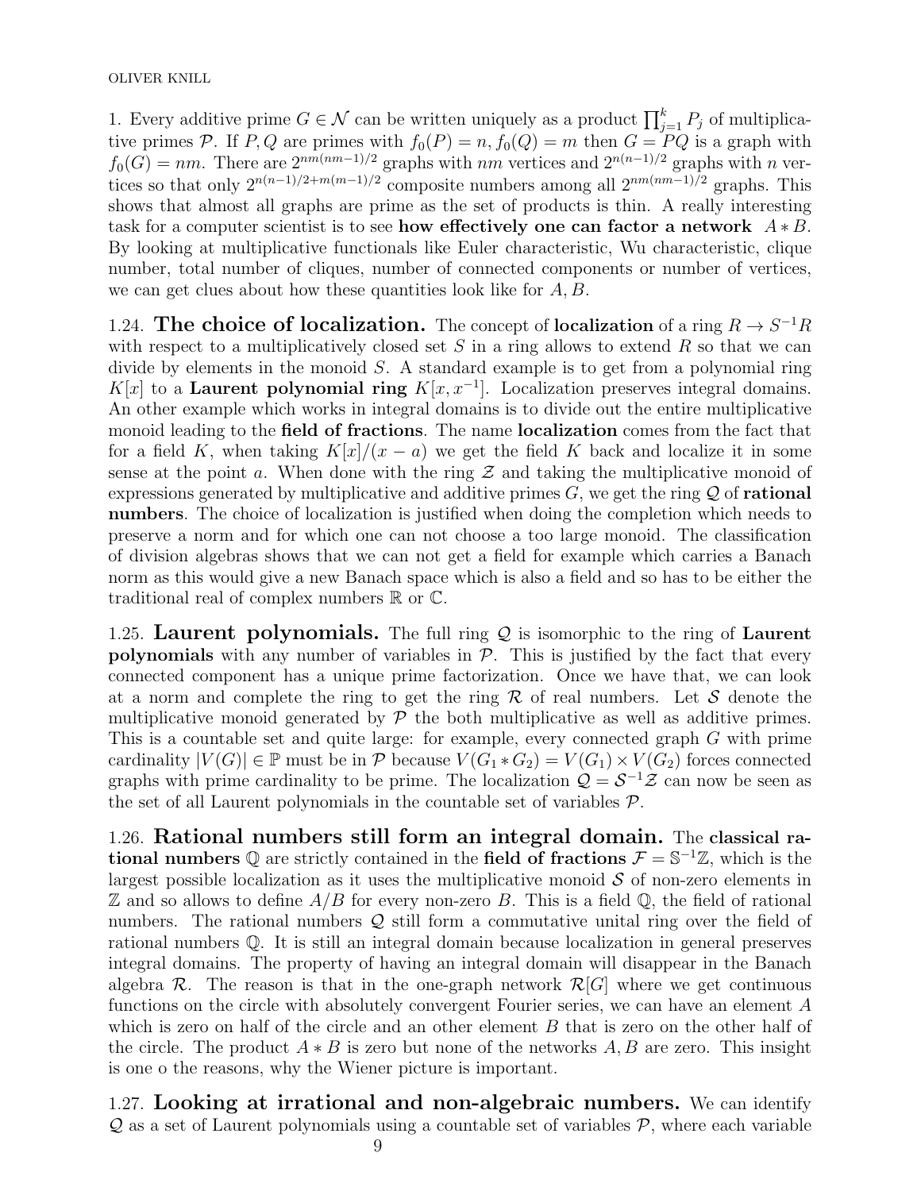1. Every additive prime $G \in \mathcal{N}$ can be written uniquely as a product $\prod_{j=1}^k P_j$ of multiplicative primes $\mathcal{P}$. If $P, Q$ are primes with $f_0(P) = n, f_0(Q) = m$ then $G = PQ$ is a graph with $f_0(G) = nm$. There are $2^{nm(nm-1)/2}$ graphs with $nm$ vertices and $2^{n(n-1)/2}$ graphs with $n$ vertices so that only $2^{n(n-1)/2+m(m-1)/2}$ composite numbers among all $2^{nm(nm-1)/2}$ graphs. This shows that almost all graphs are prime as the set of products is thin. A really interesting task for a computer scientist is to see **how effectively one can factor a network** $A * B$. By looking at multiplicative functionals like Euler characteristic, Wu characteristic, clique number, total number of cliques, number of connected components or number of vertices, we can get clues about how these quantities look like for $A, B$.

1.24. **The choice of localization.** The concept of **localization** of a ring $R \to S^{-1}R$ with respect to a multiplicatively closed set $S$ in a ring allows to extend $R$ so that we can divide by elements in the monoid $S$. A standard example is to get from a polynomial ring $K[x]$ to a **Laurent polynomial ring** $K[x, x^{-1}]$. Localization preserves integral domains. An other example which works in integral domains is to divide out the entire multiplicative monoid leading to the **field of fractions**. The name **localization** comes from the fact that for a field $K$, when taking $K[x]/(x-a)$ we get the field $K$ back and localize it in some sense at the point $a$. When done with the ring $\mathcal{Z}$ and taking the multiplicative monoid of expressions generated by multiplicative and additive primes $G$, we get the ring $\mathcal{Q}$ of **rational numbers**. The choice of localization is justified when doing the completion which needs to preserve a norm and for which one can not choose a too large monoid. The classification of division algebras shows that we can not get a field for example which carries a Banach norm as this would give a new Banach space which is also a field and so has to be either the traditional real of complex numbers $\mathbb{R}$ or $\mathbb{C}$.

1.25. **Laurent polynomials.** The full ring $\mathcal{Q}$ is isomorphic to the ring of **Laurent polynomials** with any number of variables in $\mathcal{P}$. This is justified by the fact that every connected component has a unique prime factorization. Once we have that, we can look at a norm and complete the ring to get the ring $\mathcal{R}$ of real numbers. Let $\mathcal{S}$ denote the multiplicative monoid generated by $\mathcal{P}$ the both multiplicative as well as additive primes. This is a countable set and quite large: for example, every connected graph $G$ with prime cardinality $|V(G)| \in \mathbb{P}$ must be in $\mathcal{P}$ because $V(G_1 * G_2) = V(G_1) \times V(G_2)$ forces connected graphs with prime cardinality to be prime. The localization $\mathcal{Q} = \mathcal{S}^{-1}\mathcal{Z}$ can now be seen as the set of all Laurent polynomials in the countable set of variables $\mathcal{P}$.

1.26. **Rational numbers still form an integral domain.** The **classical rational numbers** $\mathbb{Q}$ are strictly contained in the **field of fractions** $\mathcal{F} = \mathbb{S}^{-1}\mathbb{Z}$, which is the largest possible localization as it uses the multiplicative monoid $\mathcal{S}$ of non-zero elements in $\mathbb{Z}$ and so allows to define $A/B$ for every non-zero $B$. This is a field $\mathbb{Q}$, the field of rational numbers. The rational numbers $\mathcal{Q}$ still form a commutative unital ring over the field of rational numbers $\mathbb{Q}$. It is still an integral domain because localization in general preserves integral domains. The property of having an integral domain will disappear in the Banach algebra $\mathcal{R}$. The reason is that in the one-graph network $\mathcal{R}[G]$ where we get continuous functions on the circle with absolutely convergent Fourier series, we can have an element $A$ which is zero on half of the circle and an other element $B$ that is zero on the other half of the circle. The product $A * B$ is zero but none of the networks $A, B$ are zero. This insight is one o the reasons, why the Wiener picture is important.

1.27. **Looking at irrational and non-algebraic numbers.** We can identify $\mathcal{Q}$ as a set of Laurent polynomials using a countable set of variables $\mathcal{P}$, where each variable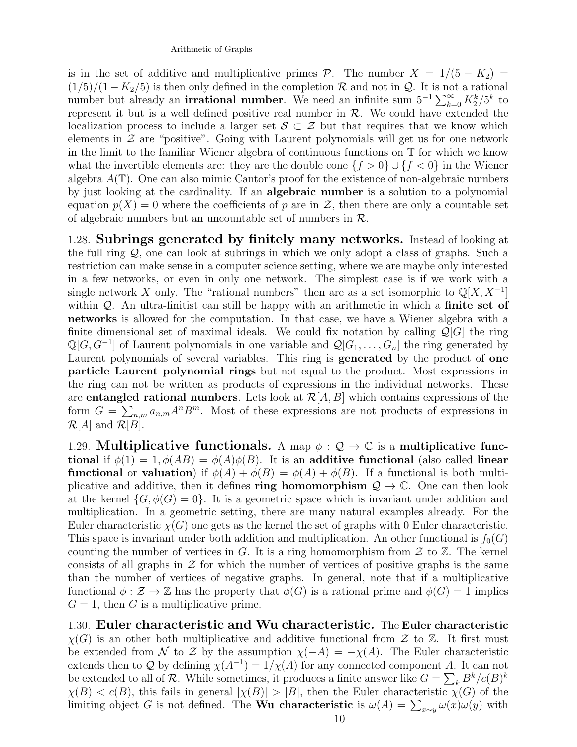is in the set of additive and multiplicative primes $\mathcal{P}$. The number $X = 1/(5 - K_2) = (1/5)/(1 - K_2/5)$ is then only defined in the completion $\mathcal{R}$ and not in $\mathcal{Q}$. It is not a rational number but already an **irrational number**. We need an infinite sum $5^{-1} \sum_{k=0}^{\infty} K_2^k/5^k$ to represent it but is a well defined positive real number in $\mathcal{R}$. We could have extended the localization process to include a larger set $\mathcal{S} \subset \mathcal{Z}$ but that requires that we know which elements in $\mathcal{Z}$ are "positive". Going with Laurent polynomials will get us for one network in the limit to the familiar Wiener algebra of continuous functions on $\mathbb{T}$ for which we know what the invertible elements are: they are the double cone $\{f > 0\} \cup \{f < 0\}$ in the Wiener algebra $A(\mathbb{T})$. One can also mimic Cantor's proof for the existence of non-algebraic numbers by just looking at the cardinality. If an **algebraic number** is a solution to a polynomial equation $p(X) = 0$ where the coefficients of $p$ are in $\mathcal{Z}$, then there are only a countable set of algebraic numbers but an uncountable set of numbers in $\mathcal{R}$.

1.28. **Subrings generated by finitely many networks.** Instead of looking at the full ring $\mathcal{Q}$, one can look at subrings in which we only adopt a class of graphs. Such a restriction can make sense in a computer science setting, where we are maybe only interested in a few networks, or even in only one network. The simplest case is if we work with a single network $X$ only. The "rational numbers" then are as a set isomorphic to $\mathbb{Q}[X, X^{-1}]$ within $\mathcal{Q}$. An ultra-finitist can still be happy with an arithmetic in which a **finite set of networks** is allowed for the computation. In that case, we have a Wiener algebra with a finite dimensional set of maximal ideals. We could fix notation by calling $\mathcal{Q}[G]$ the ring $\mathbb{Q}[G, G^{-1}]$ of Laurent polynomials in one variable and $\mathcal{Q}[G_1, \dots, G_n]$ the ring generated by Laurent polynomials of several variables. This ring is **generated** by the product of **one particle Laurent polynomial rings** but not equal to the product. Most expressions in the ring can not be written as products of expressions in the individual networks. These are **entangled rational numbers**. Lets look at $\mathcal{R}[A, B]$ which contains expressions of the form $G = \sum_{n,m} a_{n,m} A^n B^m$. Most of these expressions are not products of expressions in $\mathcal{R}[A]$ and $\mathcal{R}[B]$.

1.29. **Multiplicative functionals.** A map $\phi : \mathcal{Q} \to \mathbb{C}$ is a **multiplicative functional** if $\phi(1) = 1, \phi(AB) = \phi(A)\phi(B)$. It is an **additive functional** (also called **linear functional** or **valuation**) if $\phi(A) + \phi(B) = \phi(A) + \phi(B)$. If a functional is both multiplicative and additive, then it defines **ring homomorphism** $\mathcal{Q} \to \mathbb{C}$. One can then look at the kernel $\{G, \phi(G) = 0\}$. It is a geometric space which is invariant under addition and multiplication. In a geometric setting, there are many natural examples already. For the Euler characteristic $\chi(G)$ one gets as the kernel the set of graphs with 0 Euler characteristic. This space is invariant under both addition and multiplication. An other functional is $f_0(G)$ counting the number of vertices in $G$. It is a ring homomorphism from $\mathcal{Z}$ to $\mathbb{Z}$. The kernel consists of all graphs in $\mathcal{Z}$ for which the number of vertices of positive graphs is the same than the number of vertices of negative graphs. In general, note that if a multiplicative functional $\phi : \mathcal{Z} \to \mathbb{Z}$ has the property that $\phi(G)$ is a rational prime and $\phi(G) = 1$ implies $G = 1$, then $G$ is a multiplicative prime.

1.30. **Euler characteristic and Wu characteristic.** The **Euler characteristic** $\chi(G)$ is an other both multiplicative and additive functional from $\mathcal{Z}$ to $\mathbb{Z}$. It first must be extended from $\mathcal{N}$ to $\mathcal{Z}$ by the assumption $\chi(-A) = -\chi(A)$. The Euler characteristic extends then to $\mathcal{Q}$ by defining $\chi(A^{-1}) = 1/\chi(A)$ for any connected component $A$. It can not be extended to all of $\mathcal{R}$. While sometimes, it produces a finite answer like $G = \sum_k B^k/c(B)^k$ $\chi(B) < c(B)$, this fails in general $|\chi(B)| > |B|$, then the Euler characteristic $\chi(G)$ of the limiting object $G$ is not defined. The **Wu characteristic** is $\omega(A) = \sum_{x \sim y} \omega(x)\omega(y)$ with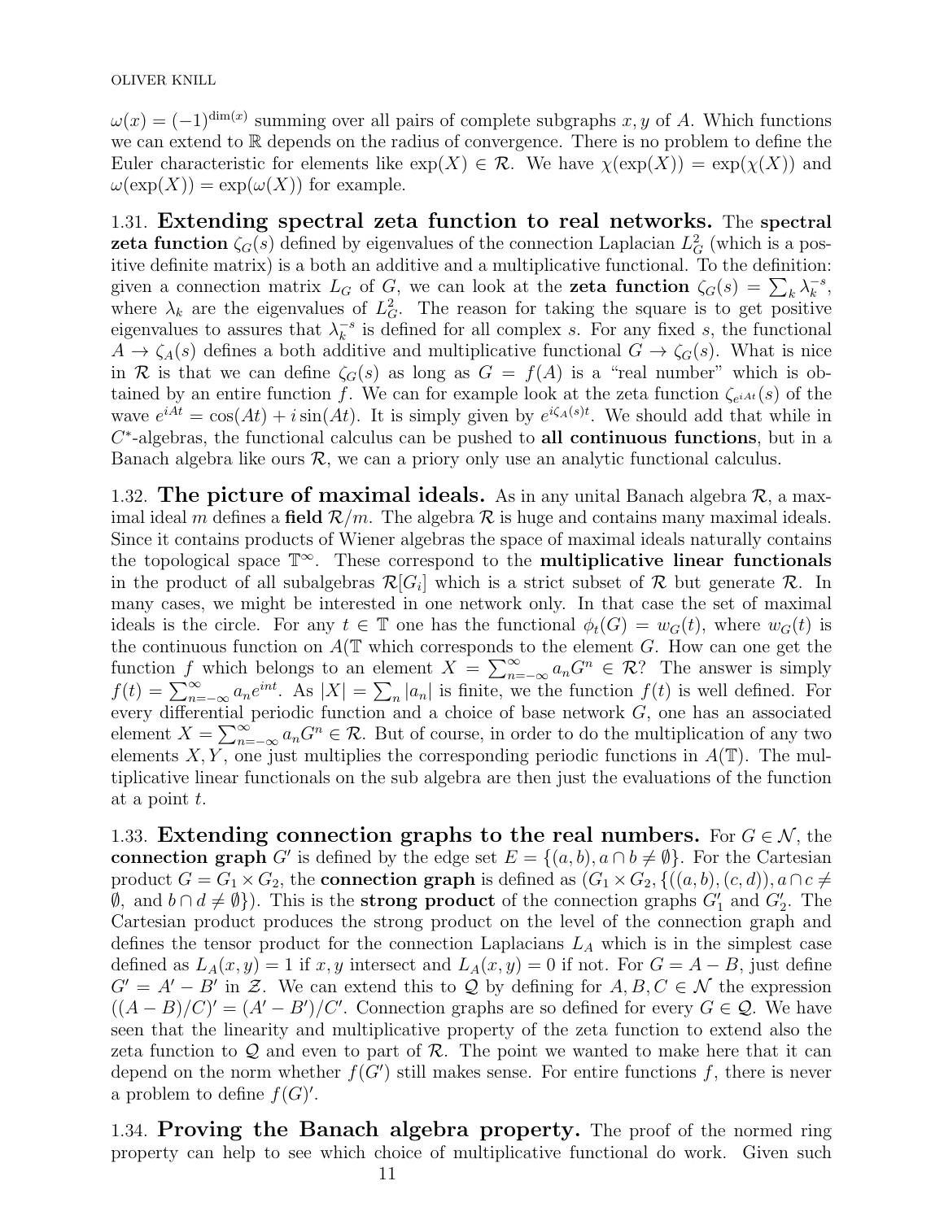$\omega(x) = (-1)^{\dim(x)}$ summing over all pairs of complete subgraphs $x, y$ of $A$. Which functions we can extend to $\mathbb{R}$ depends on the radius of convergence. There is no problem to define the Euler characteristic for elements like $\exp(X) \in \mathcal{R}$. We have $\chi(\exp(X)) = \exp(\chi(X))$ and $\omega(\exp(X)) = \exp(\omega(X))$ for example.

1.31. **Extending spectral zeta function to real networks.** The **spectral zeta function** $\zeta_G(s)$ defined by eigenvalues of the connection Laplacian $L_G^2$ (which is a positive definite matrix) is a both an additive and a multiplicative functional. To the definition: given a connection matrix $L_G$ of $G$, we can look at the **zeta function** $\zeta_G(s) = \sum_k \lambda_k^{-s}$, where $\lambda_k$ are the eigenvalues of $L_G^2$. The reason for taking the square is to get positive eigenvalues to assures that $\lambda_k^{-s}$ is defined for all complex $s$. For any fixed $s$, the functional $A \to \zeta_A(s)$ defines a both additive and multiplicative functional $G \to \zeta_G(s)$. What is nice in $\mathcal{R}$ is that we can define $\zeta_G(s)$ as long as $G = f(A)$ is a "real number" which is obtained by an entire function $f$. We can for example look at the zeta function $\zeta_{e^{iAt}}(s)$ of the wave $e^{iAt} = \cos(At) + i\sin(At)$. It is simply given by $e^{i\zeta_A(s)t}$. We should add that while in $C^*$-algebras, the functional calculus can be pushed to **all continuous functions**, but in a Banach algebra like ours $\mathcal{R}$, we can a priory only use an analytic functional calculus.

1.32. **The picture of maximal ideals.** As in any unital Banach algebra $\mathcal{R}$, a maximal ideal $m$ defines a **field** $\mathcal{R}/m$. The algebra $\mathcal{R}$ is huge and contains many maximal ideals. Since it contains products of Wiener algebras the space of maximal ideals naturally contains the topological space $\mathbb{T}^\infty$. These correspond to the **multiplicative linear functionals** in the product of all subalgebras $\mathcal{R}[G_i]$ which is a strict subset of $\mathcal{R}$ but generate $\mathcal{R}$. In many cases, we might be interested in one network only. In that case the set of maximal ideals is the circle. For any $t \in \mathbb{T}$ one has the functional $\phi_t(G) = w_G(t)$, where $w_G(t)$ is the continuous function on $A(\mathbb{T}$ which corresponds to the element $G$. How can one get the function $f$ which belongs to an element $X = \sum_{n=-\infty}^{\infty} a_n G^n \in \mathcal{R}$? The answer is simply $f(t) = \sum_{n=-\infty}^{\infty} a_n e^{int}$. As $|X| = \sum_n |a_n|$ is finite, we the function $f(t)$ is well defined. For every differential periodic function and a choice of base network $G$, one has an associated element $X = \sum_{n=-\infty}^{\infty} a_n G^n \in \mathcal{R}$. But of course, in order to do the multiplication of any two elements $X, Y$, one just multiplies the corresponding periodic functions in $A(\mathbb{T})$. The multiplicative linear functionals on the sub algebra are then just the evaluations of the function at a point $t$.

1.33. **Extending connection graphs to the real numbers.** For $G \in \mathcal{N}$, the **connection graph** $G'$ is defined by the edge set $E = \{(a,b), a \cap b \neq \emptyset\}$. For the Cartesian product $G = G_1 \times G_2$, the **connection graph** is defined as $(G_1 \times G_2, \{((a,b),(c,d)), a \cap c \neq \emptyset, \text{ and } b \cap d \neq \emptyset\})$. This is the **strong product** of the connection graphs $G_1'$ and $G_2'$. The Cartesian product produces the strong product on the level of the connection graph and defines the tensor product for the connection Laplacians $L_A$ which is in the simplest case defined as $L_A(x,y) = 1$ if $x, y$ intersect and $L_A(x,y) = 0$ if not. For $G = A - B$, just define $G' = A' - B'$ in $\mathcal{Z}$. We can extend this to $\mathcal{Q}$ by defining for $A, B, C \in \mathcal{N}$ the expression $((A-B)/C)' = (A' - B')/C'$. Connection graphs are so defined for every $G \in \mathcal{Q}$. We have seen that the linearity and multiplicative property of the zeta function to extend also the zeta function to $\mathcal{Q}$ and even to part of $\mathcal{R}$. The point we wanted to make here that it can depend on the norm whether $f(G')$ still makes sense. For entire functions $f$, there is never a problem to define $f(G)'$.

1.34. **Proving the Banach algebra property.** The proof of the normed ring property can help to see which choice of multiplicative functional do work. Given such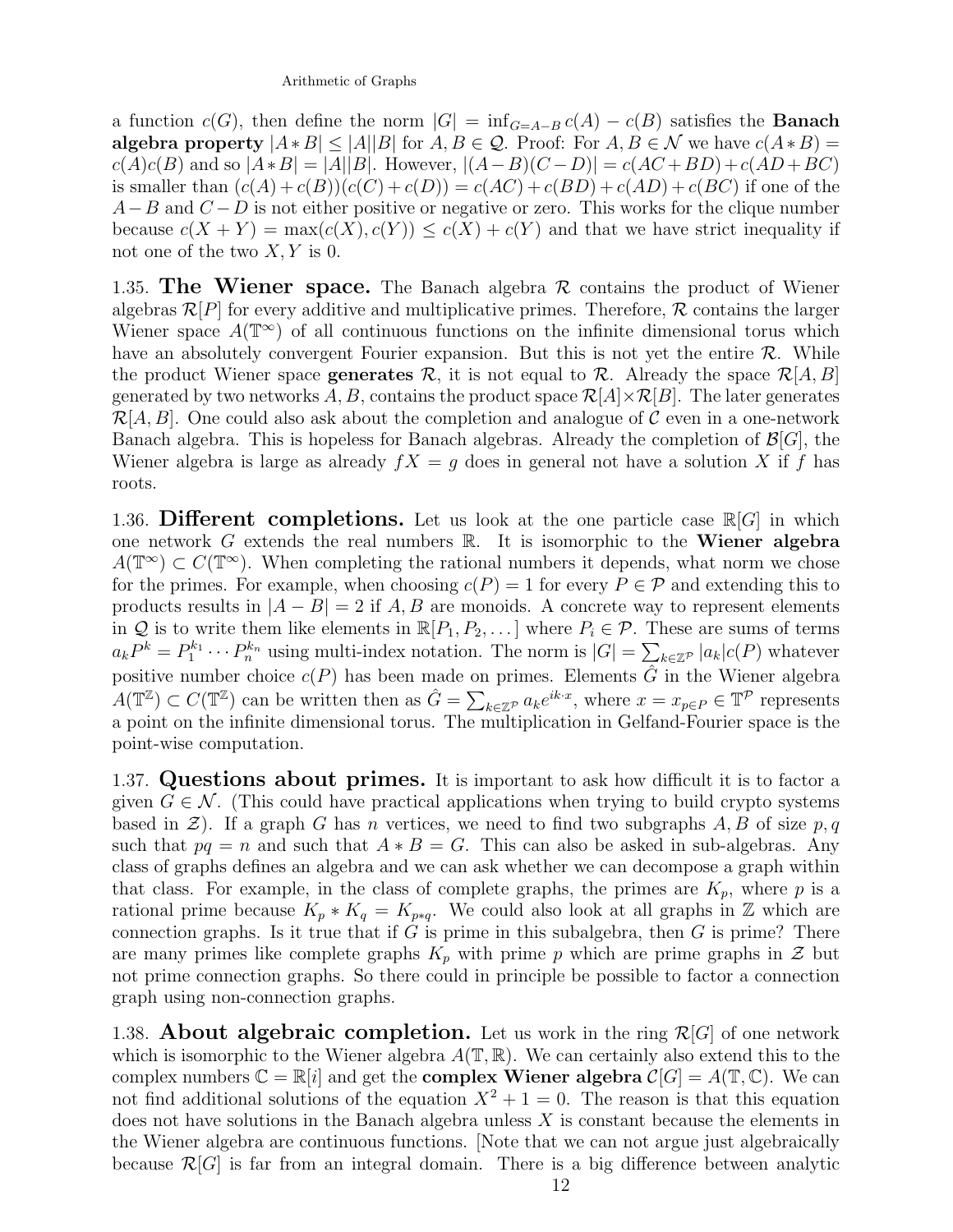a function $c(G)$, then define the norm $|G| = \inf_{G=A-B} c(A) - c(B)$ satisfies the **Banach algebra property** $|A * B| \leq |A||B|$ for $A, B \in \mathcal{Q}$. Proof: For $A, B \in \mathcal{N}$ we have $c(A * B) = c(A)c(B)$ and so $|A * B| = |A||B|$. However, $|(A-B)(C-D)| = c(AC+BD) + c(AD+BC)$ is smaller than $(c(A)+c(B))(c(C)+c(D)) = c(AC)+c(BD)+c(AD)+c(BC)$ if one of the $A-B$ and $C-D$ is not either positive or negative or zero. This works for the clique number because $c(X+Y) = \max(c(X), c(Y)) \leq c(X) + c(Y)$ and that we have strict inequality if not one of the two $X, Y$ is 0.

1.35. **The Wiener space.** The Banach algebra $\mathcal{R}$ contains the product of Wiener algebras $\mathcal{R}[P]$ for every additive and multiplicative primes. Therefore, $\mathcal{R}$ contains the larger Wiener space $A(\mathbb{T}^\infty)$ of all continuous functions on the infinite dimensional torus which have an absolutely convergent Fourier expansion. But this is not yet the entire $\mathcal{R}$. While the product Wiener space **generates** $\mathcal{R}$, it is not equal to $\mathcal{R}$. Already the space $\mathcal{R}[A, B]$ generated by two networks $A, B$, contains the product space $\mathcal{R}[A] \times \mathcal{R}[B]$. The later generates $\mathcal{R}[A, B]$. One could also ask about the completion and analogue of $\mathcal{C}$ even in a one-network Banach algebra. This is hopeless for Banach algebras. Already the completion of $\mathcal{B}[G]$, the Wiener algebra is large as already $fX = g$ does in general not have a solution $X$ if $f$ has roots.

1.36. **Different completions.** Let us look at the one particle case $\mathbb{R}[G]$ in which one network $G$ extends the real numbers $\mathbb{R}$. It is isomorphic to the **Wiener algebra** $A(\mathbb{T}^\infty) \subset C(\mathbb{T}^\infty)$. When completing the rational numbers it depends, what norm we chose for the primes. For example, when choosing $c(P) = 1$ for every $P \in \mathcal{P}$ and extending this to products results in $|A - B| = 2$ if $A, B$ are monoids. A concrete way to represent elements in $\mathcal{Q}$ is to write them like elements in $\mathbb{R}[P_1, P_2, \dots]$ where $P_i \in \mathcal{P}$. These are sums of terms $a_k P^k = P_1^{k_1} \cdots P_n^{k_n}$ using multi-index notation. The norm is $|G| = \sum_{k \in \mathbb{Z}^\mathcal{P}} |a_k| c(P)$ whatever positive number choice $c(P)$ has been made on primes. Elements $\hat{G}$ in the Wiener algebra $A(\mathbb{T}^\mathbb{Z}) \subset C(\mathbb{T}^\mathbb{Z})$ can be written then as $\hat{G} = \sum_{k \in \mathbb{Z}^\mathcal{P}} a_k e^{ik \cdot x}$, where $x = x_{p \in P} \in \mathbb{T}^\mathcal{P}$ represents a point on the infinite dimensional torus. The multiplication in Gelfand-Fourier space is the point-wise computation.

1.37. **Questions about primes.** It is important to ask how difficult it is to factor a given $G \in \mathcal{N}$. (This could have practical applications when trying to build crypto systems based in $\mathcal{Z}$). If a graph $G$ has $n$ vertices, we need to find two subgraphs $A, B$ of size $p, q$ such that $pq = n$ and such that $A * B = G$. This can also be asked in sub-algebras. Any class of graphs defines an algebra and we can ask whether we can decompose a graph within that class. For example, in the class of complete graphs, the primes are $K_p$, where $p$ is a rational prime because $K_p * K_q = K_{p*q}$. We could also look at all graphs in $\mathbb{Z}$ which are connection graphs. Is it true that if $G$ is prime in this subalgebra, then $G$ is prime? There are many primes like complete graphs $K_p$ with prime $p$ which are prime graphs in $\mathcal{Z}$ but not prime connection graphs. So there could in principle be possible to factor a connection graph using non-connection graphs.

1.38. **About algebraic completion.** Let us work in the ring $\mathcal{R}[G]$ of one network which is isomorphic to the Wiener algebra $A(\mathbb{T}, \mathbb{R})$. We can certainly also extend this to the complex numbers $\mathbb{C} = \mathbb{R}[i]$ and get the **complex Wiener algebra** $\mathcal{C}[G] = A(\mathbb{T}, \mathbb{C})$. We can not find additional solutions of the equation $X^2 + 1 = 0$. The reason is that this equation does not have solutions in the Banach algebra unless $X$ is constant because the elements in the Wiener algebra are continuous functions. [Note that we can not argue just algebraically because $\mathcal{R}[G]$ is far from an integral domain. There is a big difference between analytic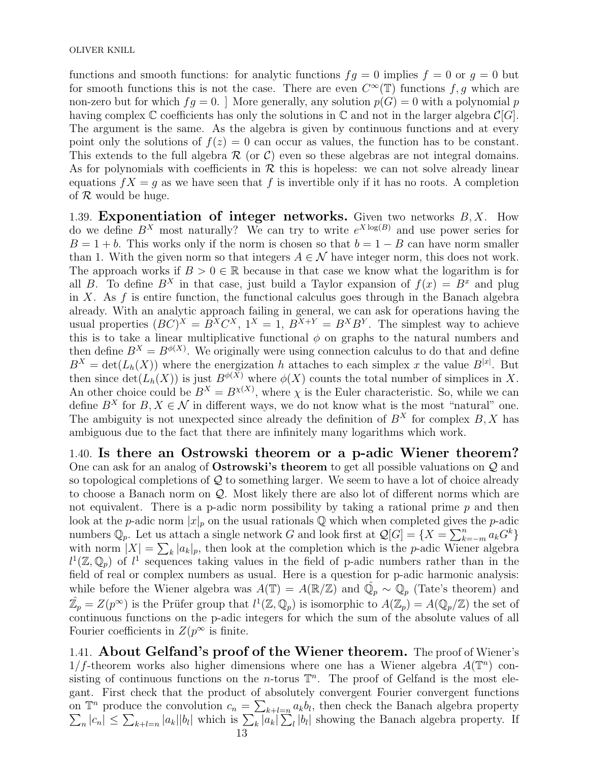functions and smooth functions: for analytic functions $fg = 0$ implies $f = 0$ or $g = 0$ but for smooth functions this is not the case. There are even $C^\infty(\mathbb{T})$ functions $f, g$ which are non-zero but for which $fg = 0$. ] More generally, any solution $p(G) = 0$ with a polynomial $p$ having complex $\mathbb{C}$ coefficients has only the solutions in $\mathbb{C}$ and not in the larger algebra $\mathcal{C}[G]$. The argument is the same. As the algebra is given by continuous functions and at every point only the solutions of $f(z) = 0$ can occur as values, the function has to be constant. This extends to the full algebra $\mathcal{R}$ (or $\mathcal{C}$) even so these algebras are not integral domains. As for polynomials with coefficients in $\mathcal{R}$ this is hopeless: we can not solve already linear equations $fX = g$ as we have seen that $f$ is invertible only if it has no roots. A completion of $\mathcal{R}$ would be huge.

1.39. **Exponentiation of integer networks.** Given two networks $B, X$. How do we define $B^X$ most naturally? We can try to write $e^{X \log(B)}$ and use power series for $B = 1 + b$. This works only if the norm is chosen so that $b = 1 - B$ can have norm smaller than 1. With the given norm so that integers $A \in \mathcal{N}$ have integer norm, this does not work. The approach works if $B > 0 \in \mathbb{R}$ because in that case we know what the logarithm is for all $B$. To define $B^X$ in that case, just build a Taylor expansion of $f(x) = B^x$ and plug in $X$. As $f$ is entire function, the functional calculus goes through in the Banach algebra already. With an analytic approach failing in general, we can ask for operations having the usual properties $(BC)^X = B^X C^X$, $1^X = 1$, $B^{X+Y} = B^X B^Y$. The simplest way to achieve this is to take a linear multiplicative functional $\phi$ on graphs to the natural numbers and then define $B^X = B^{\phi(X)}$. We originally were using connection calculus to do that and define $B^X = \det(L_h(X))$ where the energization $h$ attaches to each simplex $x$ the value $B^{|x|}$. But then since $\det(L_h(X))$ is just $B^{\phi(X)}$ where $\phi(X)$ counts the total number of simplices in $X$. An other choice could be $B^X = B^{\chi(X)}$, where $\chi$ is the Euler characteristic. So, while we can define $B^X$ for $B, X \in \mathcal{N}$ in different ways, we do not know what is the most "natural" one. The ambiguity is not unexpected since already the definition of $B^X$ for complex $B, X$ has ambiguous due to the fact that there are infinitely many logarithms which work.

1.40. **Is there an Ostrowski theorem or a p-adic Wiener theorem?** One can ask for an analog of **Ostrowski's theorem** to get all possible valuations on $\mathcal{Q}$ and so topological completions of $\mathcal{Q}$ to something larger. We seem to have a lot of choice already to choose a Banach norm on $\mathcal{Q}$. Most likely there are also lot of different norms which are not equivalent. There is a p-adic norm possibility by taking a rational prime $p$ and then look at the $p$-adic norm $|x|_p$ on the usual rationals $\mathbb{Q}$ which when completed gives the $p$-adic numbers $\mathbb{Q}_p$. Let us attach a single network $G$ and look first at $\mathcal{Q}[G] = \{X = \sum_{k=-m}^{n} a_k G^k\}$ with norm $|X| = \sum_k |a_k|_p$, then look at the completion which is the $p$-adic Wiener algebra $l^1(\mathbb{Z}, \mathbb{Q}_p)$ of $l^1$ sequences taking values in the field of p-adic numbers rather than in the field of real or complex numbers as usual. Here is a question for p-adic harmonic analysis: while before the Wiener algebra was $A(\mathbb{T}) = A(\mathbb{R}/\mathbb{Z})$ and $\hat{\mathbb{Q}}_p \sim \mathbb{Q}_p$ (Tate's theorem) and $\hat{\mathbb{Z}}_p = Z(p^\infty)$ is the Prüfer group that $l^1(\mathbb{Z}, \mathbb{Q}_p)$ is isomorphic to $A(\mathbb{Z}_p) = A(\mathbb{Q}_p/\mathbb{Z})$ the set of continuous functions on the p-adic integers for which the sum of the absolute values of all Fourier coefficients in $Z(p^\infty$ is finite.

1.41. **About Gelfand's proof of the Wiener theorem.** The proof of Wiener's $1/f$-theorem works also higher dimensions where one has a Wiener algebra $A(\mathbb{T}^n)$ consisting of continuous functions on the $n$-torus $\mathbb{T}^n$. The proof of Gelfand is the most elegant. First check that the product of absolutely convergent Fourier convergent functions on $\mathbb{T}^n$ produce the convolution $c_n = \sum_{k+l=n} a_k b_l$, then check the Banach algebra property $\sum_n |c_n| \leq \sum_{k+l=n} |a_k||b_l|$ which is $\sum_k |a_k| \sum_l |b_l|$ showing the Banach algebra property. If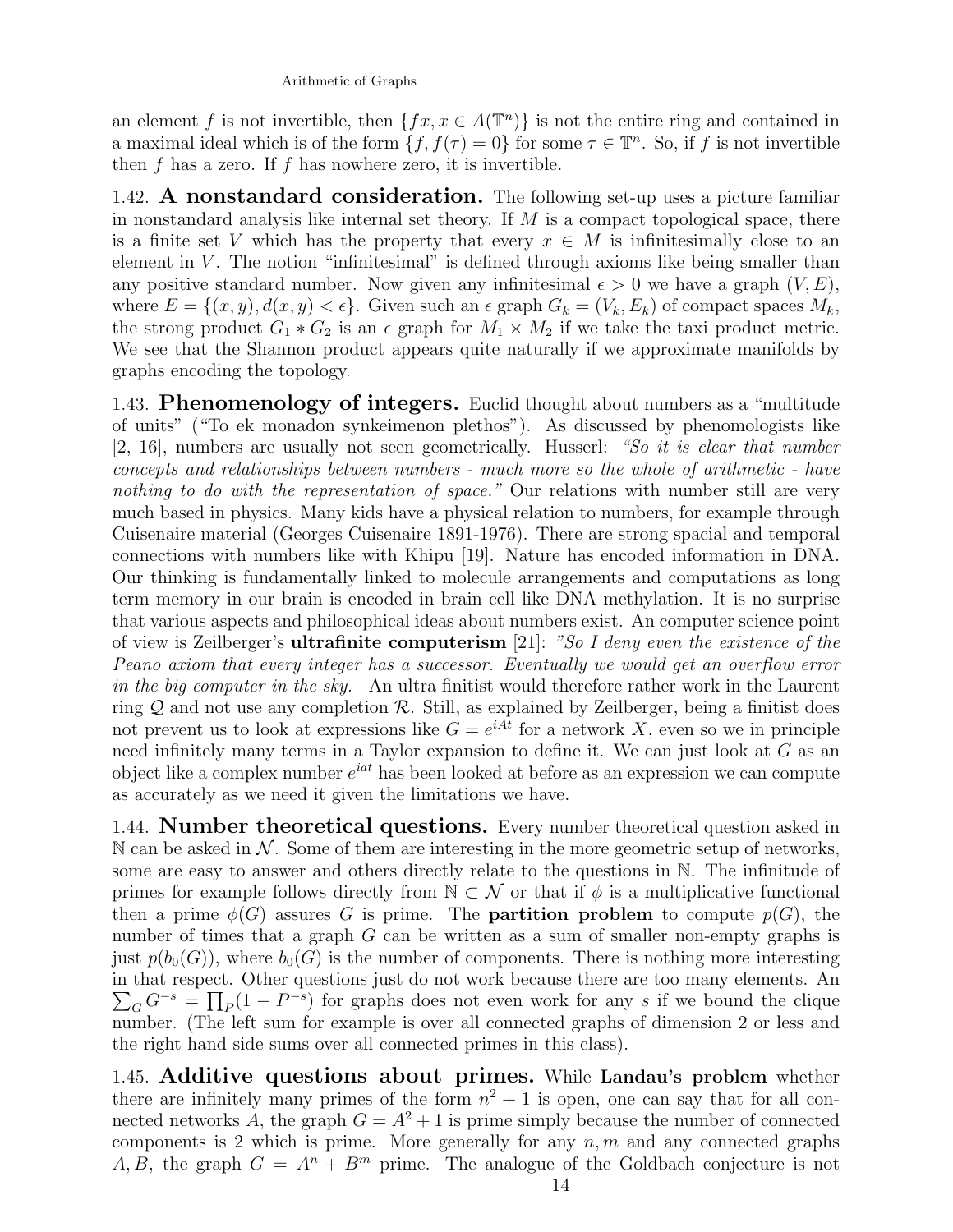an element $f$ is not invertible, then $\{fx, x \in A(\mathbb{T}^n)\}$ is not the entire ring and contained in a maximal ideal which is of the form $\{f, f(\tau) = 0\}$ for some $\tau \in \mathbb{T}^n$. So, if $f$ is not invertible then $f$ has a zero. If $f$ has nowhere zero, it is invertible.

1.42. **A nonstandard consideration.** The following set-up uses a picture familiar in nonstandard analysis like internal set theory. If $M$ is a compact topological space, there is a finite set $V$ which has the property that every $x \in M$ is infinitesimally close to an element in $V$. The notion "infinitesimal" is defined through axioms like being smaller than any positive standard number. Now given any infinitesimal $\epsilon > 0$ we have a graph $(V, E)$, where $E = \{(x, y), d(x, y) < \epsilon\}$. Given such an $\epsilon$ graph $G_k = (V_k, E_k)$ of compact spaces $M_k$, the strong product $G_1 * G_2$ is an $\epsilon$ graph for $M_1 \times M_2$ if we take the taxi product metric. We see that the Shannon product appears quite naturally if we approximate manifolds by graphs encoding the topology.

1.43. **Phenomenology of integers.** Euclid thought about numbers as a "multitude of units" ("To ek monadon synkeimenon plethos"). As discussed by phenomologists like [2, 16], numbers are usually not seen geometrically. Husserl: *"So it is clear that number concepts and relationships between numbers - much more so the whole of arithmetic - have nothing to do with the representation of space."* Our relations with number still are very much based in physics. Many kids have a physical relation to numbers, for example through Cuisenaire material (Georges Cuisenaire 1891-1976). There are strong spacial and temporal connections with numbers like with Khipu [19]. Nature has encoded information in DNA. Our thinking is fundamentally linked to molecule arrangements and computations as long term memory in our brain is encoded in brain cell like DNA methylation. It is no surprise that various aspects and philosophical ideas about numbers exist. An computer science point of view is Zeilberger's **ultrafinite computerism** [21]: *"So I deny even the existence of the Peano axiom that every integer has a successor. Eventually we would get an overflow error in the big computer in the sky.* An ultra finitist would therefore rather work in the Laurent ring $\mathcal{Q}$ and not use any completion $\mathcal{R}$. Still, as explained by Zeilberger, being a finitist does not prevent us to look at expressions like $G = e^{iAt}$ for a network $X$, even so we in principle need infinitely many terms in a Taylor expansion to define it. We can just look at $G$ as an object like a complex number $e^{iat}$ has been looked at before as an expression we can compute as accurately as we need it given the limitations we have.

1.44. **Number theoretical questions.** Every number theoretical question asked in $\mathbb{N}$ can be asked in $\mathcal{N}$. Some of them are interesting in the more geometric setup of networks, some are easy to answer and others directly relate to the questions in $\mathbb{N}$. The infinitude of primes for example follows directly from $\mathbb{N} \subset \mathcal{N}$ or that if $\phi$ is a multiplicative functional then a prime $\phi(G)$ assures $G$ is prime. The **partition problem** to compute $p(G)$, the number of times that a graph $G$ can be written as a sum of smaller non-empty graphs is just $p(b_0(G))$, where $b_0(G)$ is the number of components. There is nothing more interesting in that respect. Other questions just do not work because there are too many elements. An $\sum_G G^{-s} = \prod_P (1 - P^{-s})$ for graphs does not even work for any $s$ if we bound the clique number. (The left sum for example is over all connected graphs of dimension 2 or less and the right hand side sums over all connected primes in this class).

1.45. **Additive questions about primes.** While **Landau's problem** whether there are infinitely many primes of the form $n^2 + 1$ is open, one can say that for all connected networks $A$, the graph $G = A^2 + 1$ is prime simply because the number of connected components is 2 which is prime. More generally for any $n, m$ and any connected graphs $A, B$, the graph $G = A^n + B^m$ prime. The analogue of the Goldbach conjecture is not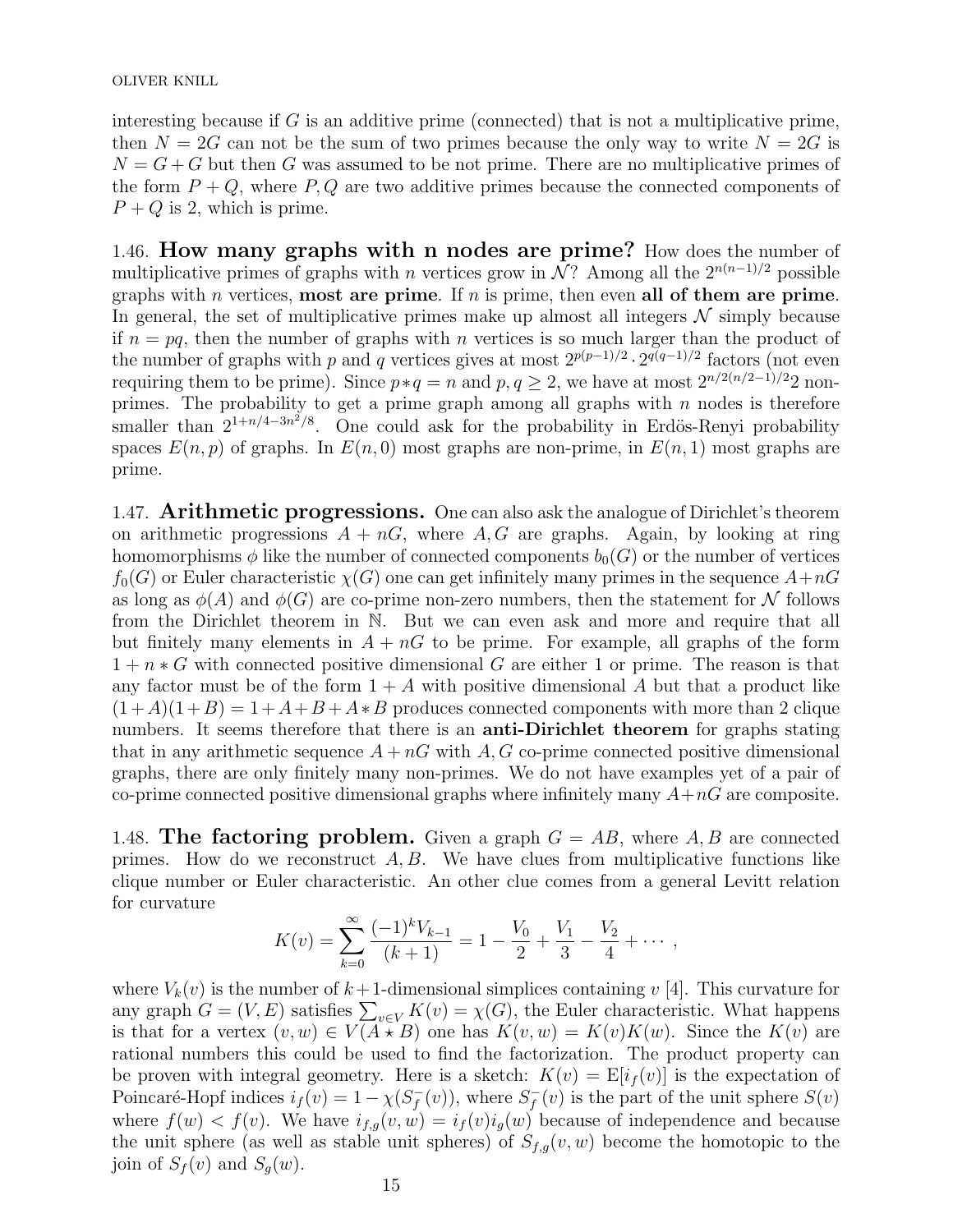interesting because if $G$ is an additive prime (connected) that is not a multiplicative prime, then $N = 2G$ can not be the sum of two primes because the only way to write $N = 2G$ is $N = G + G$ but then $G$ was assumed to be not prime. There are no multiplicative primes of the form $P + Q$, where $P, Q$ are two additive primes because the connected components of $P + Q$ is 2, which is prime.

1.46. **How many graphs with n nodes are prime?** How does the number of multiplicative primes of graphs with $n$ vertices grow in $\mathcal{N}$? Among all the $2^{n(n-1)/2}$ possible graphs with $n$ vertices, **most are prime**. If $n$ is prime, then even **all of them are prime**. In general, the set of multiplicative primes make up almost all integers $\mathcal{N}$ simply because if $n = pq$, then the number of graphs with $n$ vertices is so much larger than the product of the number of graphs with $p$ and $q$ vertices gives at most $2^{p(p-1)/2} \cdot 2^{q(q-1)/2}$ factors (not even requiring them to be prime). Since $p * q = n$ and $p, q \geq 2$, we have at most $2^{n/2(n/2-1)/2}2$ non-primes. The probability to get a prime graph among all graphs with $n$ nodes is therefore smaller than $2^{1+n/4-3n^2/8}$. One could ask for the probability in Erdös-Renyi probability spaces $E(n,p)$ of graphs. In $E(n,0)$ most graphs are non-prime, in $E(n,1)$ most graphs are prime.

1.47. **Arithmetic progressions.** One can also ask the analogue of Dirichlet's theorem on arithmetic progressions $A + nG$, where $A, G$ are graphs. Again, by looking at ring homomorphisms $\phi$ like the number of connected components $b_0(G)$ or the number of vertices $f_0(G)$ or Euler characteristic $\chi(G)$ one can get infinitely many primes in the sequence $A+nG$ as long as $\phi(A)$ and $\phi(G)$ are co-prime non-zero numbers, then the statement for $\mathcal{N}$ follows from the Dirichlet theorem in $\mathbb{N}$. But we can even ask and more and require that all but finitely many elements in $A + nG$ to be prime. For example, all graphs of the form $1 + n * G$ with connected positive dimensional $G$ are either 1 or prime. The reason is that any factor must be of the form $1 + A$ with positive dimensional $A$ but that a product like $(1+A)(1+B) = 1+A+B+A*B$ produces connected components with more than 2 clique numbers. It seems therefore that there is an **anti-Dirichlet theorem** for graphs stating that in any arithmetic sequence $A + nG$ with $A, G$ co-prime connected positive dimensional graphs, there are only finitely many non-primes. We do not have examples yet of a pair of co-prime connected positive dimensional graphs where infinitely many $A+nG$ are composite.

1.48. **The factoring problem.** Given a graph $G = AB$, where $A, B$ are connected primes. How do we reconstruct $A, B$. We have clues from multiplicative functions like clique number or Euler characteristic. An other clue comes from a general Levitt relation for curvature

$$K(v) = \sum_{k=0}^{\infty} \frac{(-1)^k V_{k-1}}{(k+1)} = 1 - \frac{V_0}{2} + \frac{V_1}{3} - \frac{V_2}{4} + \cdots ,$$

where $V_k(v)$ is the number of $k+1$-dimensional simplices containing $v$ [4]. This curvature for any graph $G = (V,E)$ satisfies $\sum_{v \in V} K(v) = \chi(G)$, the Euler characteristic. What happens is that for a vertex $(v,w) \in V(A \star B)$ one has $K(v,w) = K(v)K(w)$. Since the $K(v)$ are rational numbers this could be used to find the factorization. The product property can be proven with integral geometry. Here is a sketch: $K(v) = \mathrm{E}[i_f(v)]$ is the expectation of Poincaré-Hopf indices $i_f(v) = 1 - \chi(S_f^-(v))$, where $S_f^-(v)$ is the part of the unit sphere $S(v)$ where $f(w) < f(v)$. We have $i_{f,g}(v,w) = i_f(v)i_g(w)$ because of independence and because the unit sphere (as well as stable unit spheres) of $S_{f,g}(v,w)$ become the homotopic to the join of $S_f(v)$ and $S_g(w)$.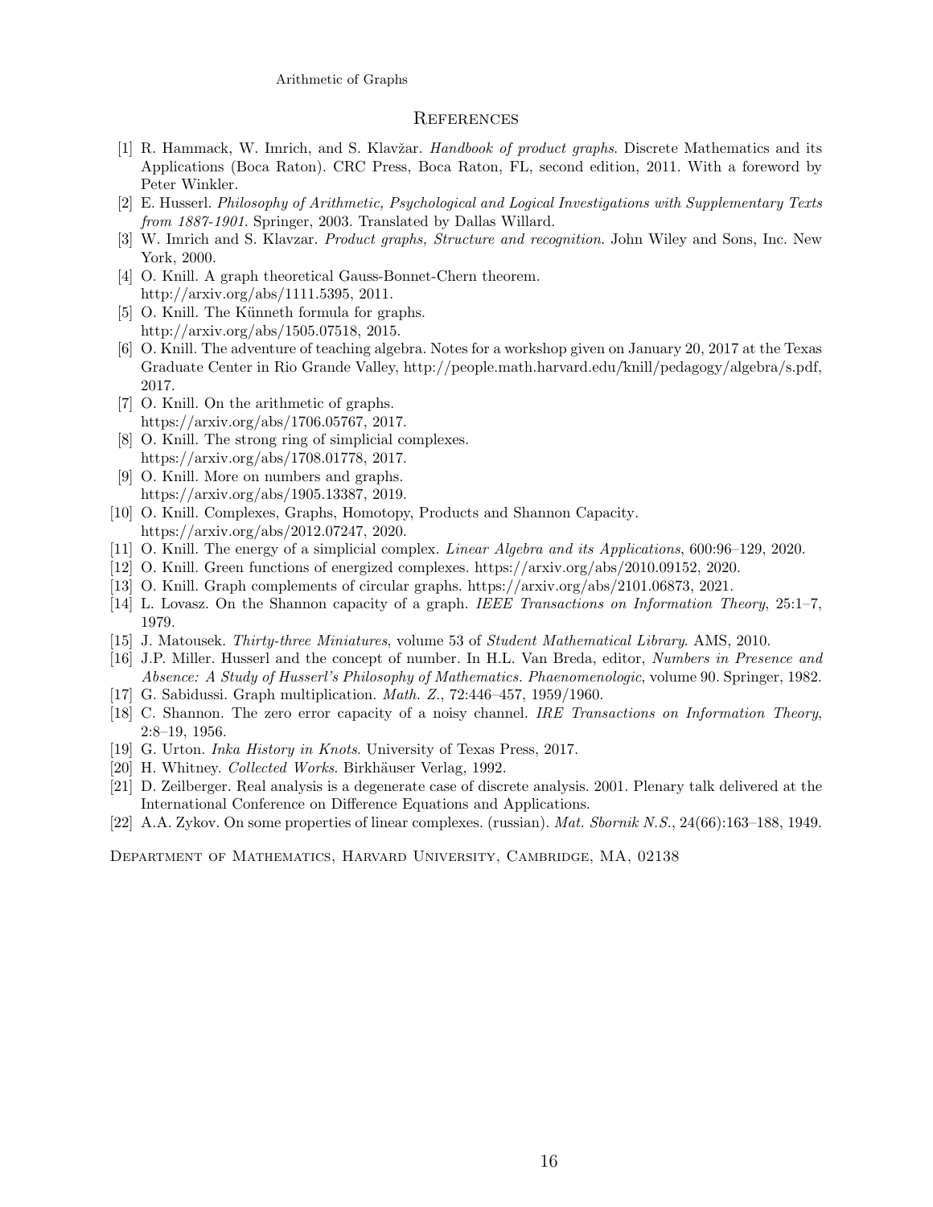## References

[1] R. Hammack, W. Imrich, and S. Klavžar. *Handbook of product graphs*. Discrete Mathematics and its Applications (Boca Raton). CRC Press, Boca Raton, FL, second edition, 2011. With a foreword by Peter Winkler.

[2] E. Husserl. *Philosophy of Arithmetic, Psychological and Logical Investigations with Supplementary Texts from 1887-1901*. Springer, 2003. Translated by Dallas Willard.

[3] W. Imrich and S. Klavzar. *Product graphs, Structure and recognition*. John Wiley and Sons, Inc. New York, 2000.

[4] O. Knill. A graph theoretical Gauss-Bonnet-Chern theorem. http://arxiv.org/abs/1111.5395, 2011.

[5] O. Knill. The Künneth formula for graphs. http://arxiv.org/abs/1505.07518, 2015.

[6] O. Knill. The adventure of teaching algebra. Notes for a workshop given on January 20, 2017 at the Texas Graduate Center in Rio Grande Valley, http://people.math.harvard.edu/knill/pedagogy/algebra/s.pdf, 2017.

[7] O. Knill. On the arithmetic of graphs. https://arxiv.org/abs/1706.05767, 2017.

[8] O. Knill. The strong ring of simplicial complexes. https://arxiv.org/abs/1708.01778, 2017.

[9] O. Knill. More on numbers and graphs. https://arxiv.org/abs/1905.13387, 2019.

[10] O. Knill. Complexes, Graphs, Homotopy, Products and Shannon Capacity. https://arxiv.org/abs/2012.07247, 2020.

[11] O. Knill. The energy of a simplicial complex. *Linear Algebra and its Applications*, 600:96–129, 2020.

[12] O. Knill. Green functions of energized complexes. https://arxiv.org/abs/2010.09152, 2020.

[13] O. Knill. Graph complements of circular graphs. https://arxiv.org/abs/2101.06873, 2021.

[14] L. Lovasz. On the Shannon capacity of a graph. *IEEE Transactions on Information Theory*, 25:1–7, 1979.

[15] J. Matousek. *Thirty-three Miniatures*, volume 53 of *Student Mathematical Library*. AMS, 2010.

[16] J.P. Miller. Husserl and the concept of number. In H.L. Van Breda, editor, *Numbers in Presence and Absence: A Study of Husserl's Philosophy of Mathematics. Phaenomenologic*, volume 90. Springer, 1982.

[17] G. Sabidussi. Graph multiplication. *Math. Z.*, 72:446–457, 1959/1960.

[18] C. Shannon. The zero error capacity of a noisy channel. *IRE Transactions on Information Theory*, 2:8–19, 1956.

[19] G. Urton. *Inka History in Knots*. University of Texas Press, 2017.

[20] H. Whitney. *Collected Works*. Birkhäuser Verlag, 1992.

[21] D. Zeilberger. Real analysis is a degenerate case of discrete analysis. 2001. Plenary talk delivered at the International Conference on Difference Equations and Applications.

[22] A.A. Zykov. On some properties of linear complexes. (russian). *Mat. Sbornik N.S.*, 24(66):163–188, 1949.

Department of Mathematics, Harvard University, Cambridge, MA, 02138